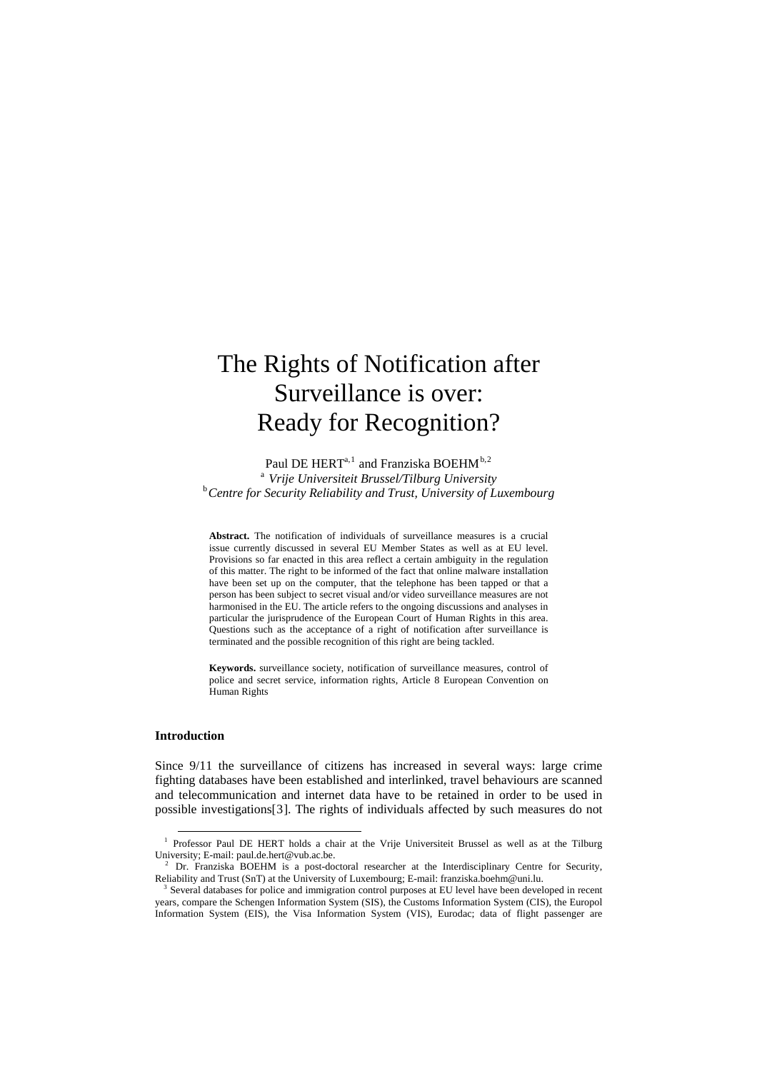# The Rights of Notification after Surveillance is over: Ready for Recognition?

Paul DE HERT[a,1] and Franziska BOEHM[b,2]

[a] *Vrije Universiteit Brussel/Tilburg University*

[b] *Centre for Security Reliability and Trust, University of Luxembourg*

**Abstract.** The notification of individuals of surveillance measures is a crucial issue currently discussed in several EU Member States as well as at EU level. Provisions so far enacted in this area reflect a certain ambiguity in the regulation of this matter. The right to be informed of the fact that online malware installation have been set up on the computer, that the telephone has been tapped or that a person has been subject to secret visual and/or video surveillance measures are not harmonised in the EU. The article refers to the ongoing discussions and analyses in particular the jurisprudence of the European Court of Human Rights in this area. Questions such as the acceptance of a right of notification after surveillance is terminated and the possible recognition of this right are being tackled.

**Keywords.** surveillance society, notification of surveillance measures, control of police and secret service, information rights, Article 8 European Convention on Human Rights

## Introduction

Since 9/11 the surveillance of citizens has increased in several ways: large crime fighting databases have been established and interlinked, travel behaviours are scanned and telecommunication and internet data have to be retained in order to be used in possible investigations[3]. The rights of individuals affected by such measures do not

---

[1] Professor Paul DE HERT holds a chair at the Vrije Universiteit Brussel as well as at the Tilburg University; E-mail: paul.de.hert@vub.ac.be.

[2] Dr. Franziska BOEHM is a post-doctoral researcher at the Interdisciplinary Centre for Security, Reliability and Trust (SnT) at the University of Luxembourg; E-mail: franziska.boehm@uni.lu.

[3] Several databases for police and immigration control purposes at EU level have been developed in recent years, compare the Schengen Information System (SIS), the Customs Information System (CIS), the Europol Information System (EIS), the Visa Information System (VIS), Eurodac; data of flight passenger are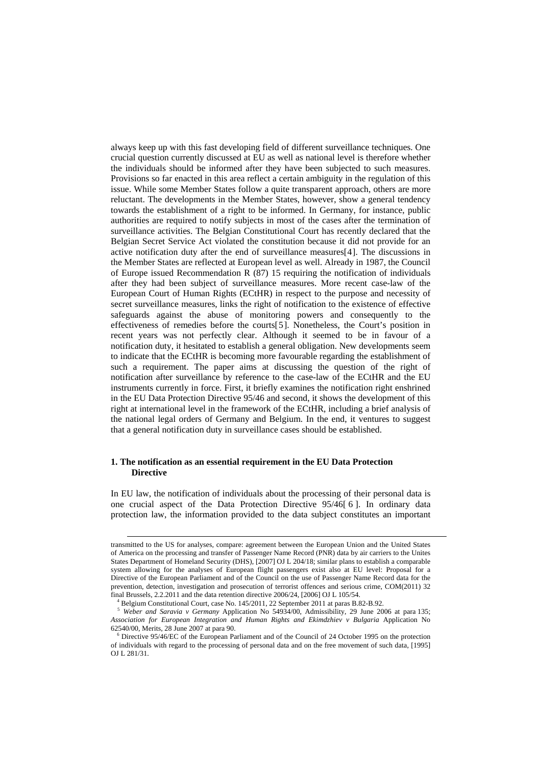always keep up with this fast developing field of different surveillance techniques. One crucial question currently discussed at EU as well as national level is therefore whether the individuals should be informed after they have been subjected to such measures. Provisions so far enacted in this area reflect a certain ambiguity in the regulation of this issue. While some Member States follow a quite transparent approach, others are more reluctant. The developments in the Member States, however, show a general tendency towards the establishment of a right to be informed. In Germany, for instance, public authorities are required to notify subjects in most of the cases after the termination of surveillance activities. The Belgian Constitutional Court has recently declared that the Belgian Secret Service Act violated the constitution because it did not provide for an active notification duty after the end of surveillance measures[4]. The discussions in the Member States are reflected at European level as well. Already in 1987, the Council of Europe issued Recommendation R (87) 15 requiring the notification of individuals after they had been subject of surveillance measures. More recent case-law of the European Court of Human Rights (ECtHR) in respect to the purpose and necessity of secret surveillance measures, links the right of notification to the existence of effective safeguards against the abuse of monitoring powers and consequently to the effectiveness of remedies before the courts[5]. Nonetheless, the Court's position in recent years was not perfectly clear. Although it seemed to be in favour of a notification duty, it hesitated to establish a general obligation. New developments seem to indicate that the ECtHR is becoming more favourable regarding the establishment of such a requirement. The paper aims at discussing the question of the right of notification after surveillance by reference to the case-law of the ECtHR and the EU instruments currently in force. First, it briefly examines the notification right enshrined in the EU Data Protection Directive 95/46 and second, it shows the development of this right at international level in the framework of the ECtHR, including a brief analysis of the national legal orders of Germany and Belgium. In the end, it ventures to suggest that a general notification duty in surveillance cases should be established.

## 1. The notification as an essential requirement in the EU Data Protection Directive

In EU law, the notification of individuals about the processing of their personal data is one crucial aspect of the Data Protection Directive 95/46[6]. In ordinary data protection law, the information provided to the data subject constitutes an important

---

transmitted to the US for analyses, compare: agreement between the European Union and the United States of America on the processing and transfer of Passenger Name Record (PNR) data by air carriers to the Unites States Department of Homeland Security (DHS), [2007] OJ L 204/18; similar plans to establish a comparable system allowing for the analyses of European flight passengers exist also at EU level: Proposal for a Directive of the European Parliament and of the Council on the use of Passenger Name Record data for the prevention, detection, investigation and prosecution of terrorist offences and serious crime, COM(2011) 32 final Brussels, 2.2.2011 and the data retention directive 2006/24, [2006] OJ L 105/54.

[4] Belgium Constitutional Court, case No. 145/2011, 22 September 2011 at paras B.82-B.92.

[5] *Weber and Saravia v Germany* Application No 54934/00, Admissibility, 29 June 2006 at para 135; *Association for European Integration and Human Rights and Ekimdzhiev v Bulgaria* Application No 62540/00, Merits, 28 June 2007 at para 90.

[6] Directive 95/46/EC of the European Parliament and of the Council of 24 October 1995 on the protection of individuals with regard to the processing of personal data and on the free movement of such data, [1995] OJ L 281/31.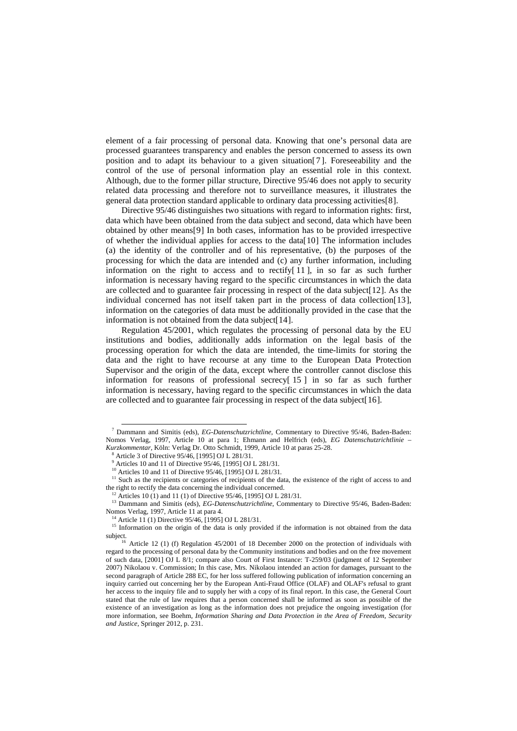element of a fair processing of personal data. Knowing that one's personal data are processed guarantees transparency and enables the person concerned to assess its own position and to adapt its behaviour to a given situation[7]. Foreseeability and the control of the use of personal information play an essential role in this context. Although, due to the former pillar structure, Directive 95/46 does not apply to security related data processing and therefore not to surveillance measures, it illustrates the general data protection standard applicable to ordinary data processing activities[8].

Directive 95/46 distinguishes two situations with regard to information rights: first, data which have been obtained from the data subject and second, data which have been obtained by other means[9] In both cases, information has to be provided irrespective of whether the individual applies for access to the data[10] The information includes (a) the identity of the controller and of his representative, (b) the purposes of the processing for which the data are intended and (c) any further information, including information on the right to access and to rectify[11], in so far as such further information is necessary having regard to the specific circumstances in which the data are collected and to guarantee fair processing in respect of the data subject[12]. As the individual concerned has not itself taken part in the process of data collection[13], information on the categories of data must be additionally provided in the case that the information is not obtained from the data subject[14].

Regulation 45/2001, which regulates the processing of personal data by the EU institutions and bodies, additionally adds information on the legal basis of the processing operation for which the data are intended, the time-limits for storing the data and the right to have recourse at any time to the European Data Protection Supervisor and the origin of the data, except where the controller cannot disclose this information for reasons of professional secrecy[15] in so far as such further information is necessary, having regard to the specific circumstances in which the data are collected and to guarantee fair processing in respect of the data subject[16].

---

[7] Dammann and Simitis (eds), *EG-Datenschutzrichtline*, Commentary to Directive 95/46, Baden-Baden: Nomos Verlag, 1997, Article 10 at para 1; Ehmann and Helfrich (eds), *EG Datenschutzrichtlinie – Kurzkommentar*, Köln: Verlag Dr. Otto Schmidt, 1999, Article 10 at paras 25-28.

[8] Article 3 of Directive 95/46, [1995] OJ L 281/31.

[9] Articles 10 and 11 of Directive 95/46, [1995] OJ L 281/31.

[10] Articles 10 and 11 of Directive 95/46, [1995] OJ L 281/31.

[11] Such as the recipients or categories of recipients of the data, the existence of the right of access to and the right to rectify the data concerning the individual concerned.

[12] Articles 10 (1) and 11 (1) of Directive 95/46, [1995] OJ L 281/31.

[13] Dammann and Simitis (eds), *EG-Datenschutzrichtline*, Commentary to Directive 95/46, Baden-Baden: Nomos Verlag, 1997, Article 11 at para 4.

[14] Article 11 (1) Directive 95/46, [1995] OJ L 281/31.

[15] Information on the origin of the data is only provided if the information is not obtained from the data subject.

[16] Article 12 (1) (f) Regulation 45/2001 of 18 December 2000 on the protection of individuals with regard to the processing of personal data by the Community institutions and bodies and on the free movement of such data, [2001] OJ L 8/1; compare also Court of First Instance: T-259/03 (judgment of 12 September 2007) Nikolaou v. Commission; In this case, Mrs. Nikolaou intended an action for damages, pursuant to the second paragraph of Article 288 EC, for her loss suffered following publication of information concerning an inquiry carried out concerning her by the European Anti-Fraud Office (OLAF) and OLAF's refusal to grant her access to the inquiry file and to supply her with a copy of its final report. In this case, the General Court stated that the rule of law requires that a person concerned shall be informed as soon as possible of the existence of an investigation as long as the information does not prejudice the ongoing investigation (for more information, see Boehm, *Information Sharing and Data Protection in the Area of Freedom, Security and Justice*, Springer 2012, p. 231.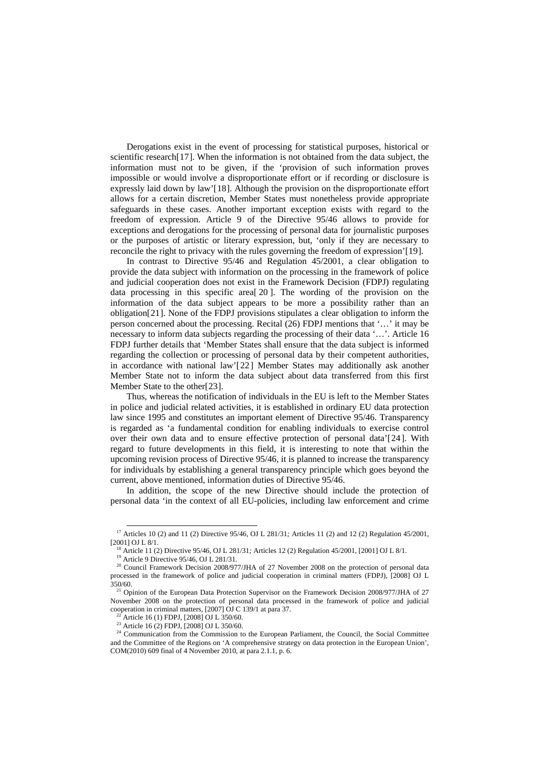Derogations exist in the event of processing for statistical purposes, historical or scientific research[17]. When the information is not obtained from the data subject, the information must not to be given, if the 'provision of such information proves impossible or would involve a disproportionate effort or if recording or disclosure is expressly laid down by law'[18]. Although the provision on the disproportionate effort allows for a certain discretion, Member States must nonetheless provide appropriate safeguards in these cases. Another important exception exists with regard to the freedom of expression. Article 9 of the Directive 95/46 allows to provide for exceptions and derogations for the processing of personal data for journalistic purposes or the purposes of artistic or literary expression, but, 'only if they are necessary to reconcile the right to privacy with the rules governing the freedom of expression'[19].

In contrast to Directive 95/46 and Regulation 45/2001, a clear obligation to provide the data subject with information on the processing in the framework of police and judicial cooperation does not exist in the Framework Decision (FDPJ) regulating data processing in this specific area[20]. The wording of the provision on the information of the data subject appears to be more a possibility rather than an obligation[21]. None of the FDPJ provisions stipulates a clear obligation to inform the person concerned about the processing. Recital (26) FDPJ mentions that '…' it may be necessary to inform data subjects regarding the processing of their data '…'. Article 16 FDPJ further details that 'Member States shall ensure that the data subject is informed regarding the collection or processing of personal data by their competent authorities, in accordance with national law'[22] Member States may additionally ask another Member State not to inform the data subject about data transferred from this first Member State to the other[23].

Thus, whereas the notification of individuals in the EU is left to the Member States in police and judicial related activities, it is established in ordinary EU data protection law since 1995 and constitutes an important element of Directive 95/46. Transparency is regarded as 'a fundamental condition for enabling individuals to exercise control over their own data and to ensure effective protection of personal data'[24]. With regard to future developments in this field, it is interesting to note that within the upcoming revision process of Directive 95/46, it is planned to increase the transparency for individuals by establishing a general transparency principle which goes beyond the current, above mentioned, information duties of Directive 95/46.

In addition, the scope of the new Directive should include the protection of personal data 'in the context of all EU-policies, including law enforcement and crime

---

[17] Articles 10 (2) and 11 (2) Directive 95/46, OJ L 281/31; Articles 11 (2) and 12 (2) Regulation 45/2001, [2001] OJ L 8/1.

[18] Article 11 (2) Directive 95/46, OJ L 281/31; Articles 12 (2) Regulation 45/2001, [2001] OJ L 8/1.

[19] Article 9 Directive 95/46, OJ L 281/31.

[20] Council Framework Decision 2008/977/JHA of 27 November 2008 on the protection of personal data processed in the framework of police and judicial cooperation in criminal matters (FDPJ), [2008] OJ L 350/60.

[21] Opinion of the European Data Protection Supervisor on the Framework Decision 2008/977/JHA of 27 November 2008 on the protection of personal data processed in the framework of police and judicial cooperation in criminal matters, [2007] OJ C 139/1 at para 37.

[22] Article 16 (1) FDPJ, [2008] OJ L 350/60.

[23] Article 16 (2) FDPJ, [2008] OJ L 350/60.

[24] Communication from the Commission to the European Parliament, the Council, the Social Committee and the Committee of the Regions on 'A comprehensive strategy on data protection in the European Union', COM(2010) 609 final of 4 November 2010, at para 2.1.1, p. 6.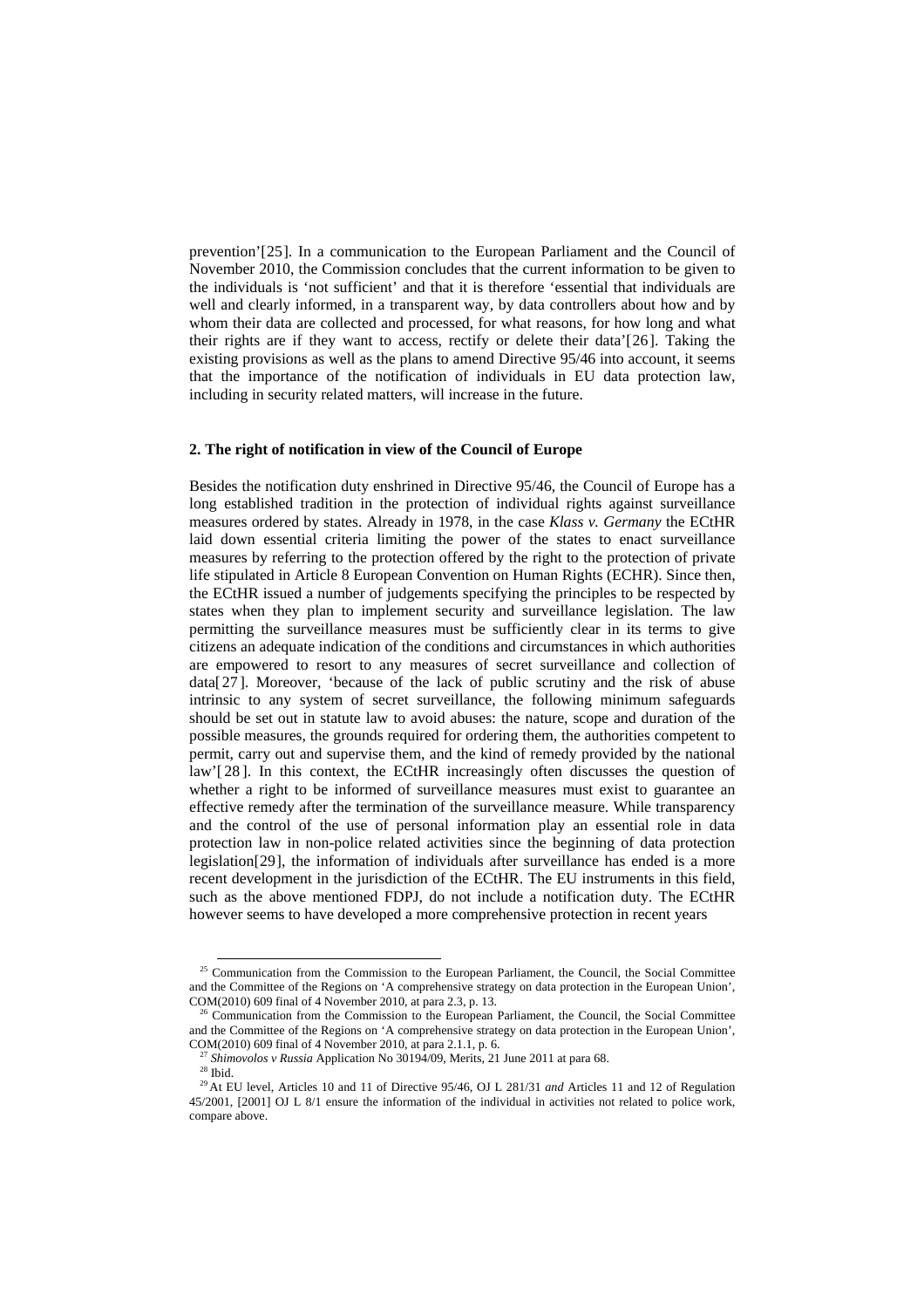prevention'[25]. In a communication to the European Parliament and the Council of November 2010, the Commission concludes that the current information to be given to the individuals is 'not sufficient' and that it is therefore 'essential that individuals are well and clearly informed, in a transparent way, by data controllers about how and by whom their data are collected and processed, for what reasons, for how long and what their rights are if they want to access, rectify or delete their data'[26]. Taking the existing provisions as well as the plans to amend Directive 95/46 into account, it seems that the importance of the notification of individuals in EU data protection law, including in security related matters, will increase in the future.

**2. The right of notification in view of the Council of Europe**

Besides the notification duty enshrined in Directive 95/46, the Council of Europe has a long established tradition in the protection of individual rights against surveillance measures ordered by states. Already in 1978, in the case *Klass v. Germany* the ECtHR laid down essential criteria limiting the power of the states to enact surveillance measures by referring to the protection offered by the right to the protection of private life stipulated in Article 8 European Convention on Human Rights (ECHR). Since then, the ECtHR issued a number of judgements specifying the principles to be respected by states when they plan to implement security and surveillance legislation. The law permitting the surveillance measures must be sufficiently clear in its terms to give citizens an adequate indication of the conditions and circumstances in which authorities are empowered to resort to any measures of secret surveillance and collection of data[27]. Moreover, 'because of the lack of public scrutiny and the risk of abuse intrinsic to any system of secret surveillance, the following minimum safeguards should be set out in statute law to avoid abuses: the nature, scope and duration of the possible measures, the grounds required for ordering them, the authorities competent to permit, carry out and supervise them, and the kind of remedy provided by the national law'[28]. In this context, the ECtHR increasingly often discusses the question of whether a right to be informed of surveillance measures must exist to guarantee an effective remedy after the termination of the surveillance measure. While transparency and the control of the use of personal information play an essential role in data protection law in non-police related activities since the beginning of data protection legislation[29], the information of individuals after surveillance has ended is a more recent development in the jurisdiction of the ECtHR. The EU instruments in this field, such as the above mentioned FDPJ, do not include a notification duty. The ECtHR however seems to have developed a more comprehensive protection in recent years

[25] Communication from the Commission to the European Parliament, the Council, the Social Committee and the Committee of the Regions on 'A comprehensive strategy on data protection in the European Union', COM(2010) 609 final of 4 November 2010, at para 2.3, p. 13.

[26] Communication from the Commission to the European Parliament, the Council, the Social Committee and the Committee of the Regions on 'A comprehensive strategy on data protection in the European Union', COM(2010) 609 final of 4 November 2010, at para 2.1.1, p. 6.

[27] *Shimovolos v Russia* Application No 30194/09, Merits, 21 June 2011 at para 68.

[28] Ibid.

[29] At EU level, Articles 10 and 11 of Directive 95/46, OJ L 281/31 *and* Articles 11 and 12 of Regulation 45/2001, [2001] OJ L 8/1 ensure the information of the individual in activities not related to police work, compare above.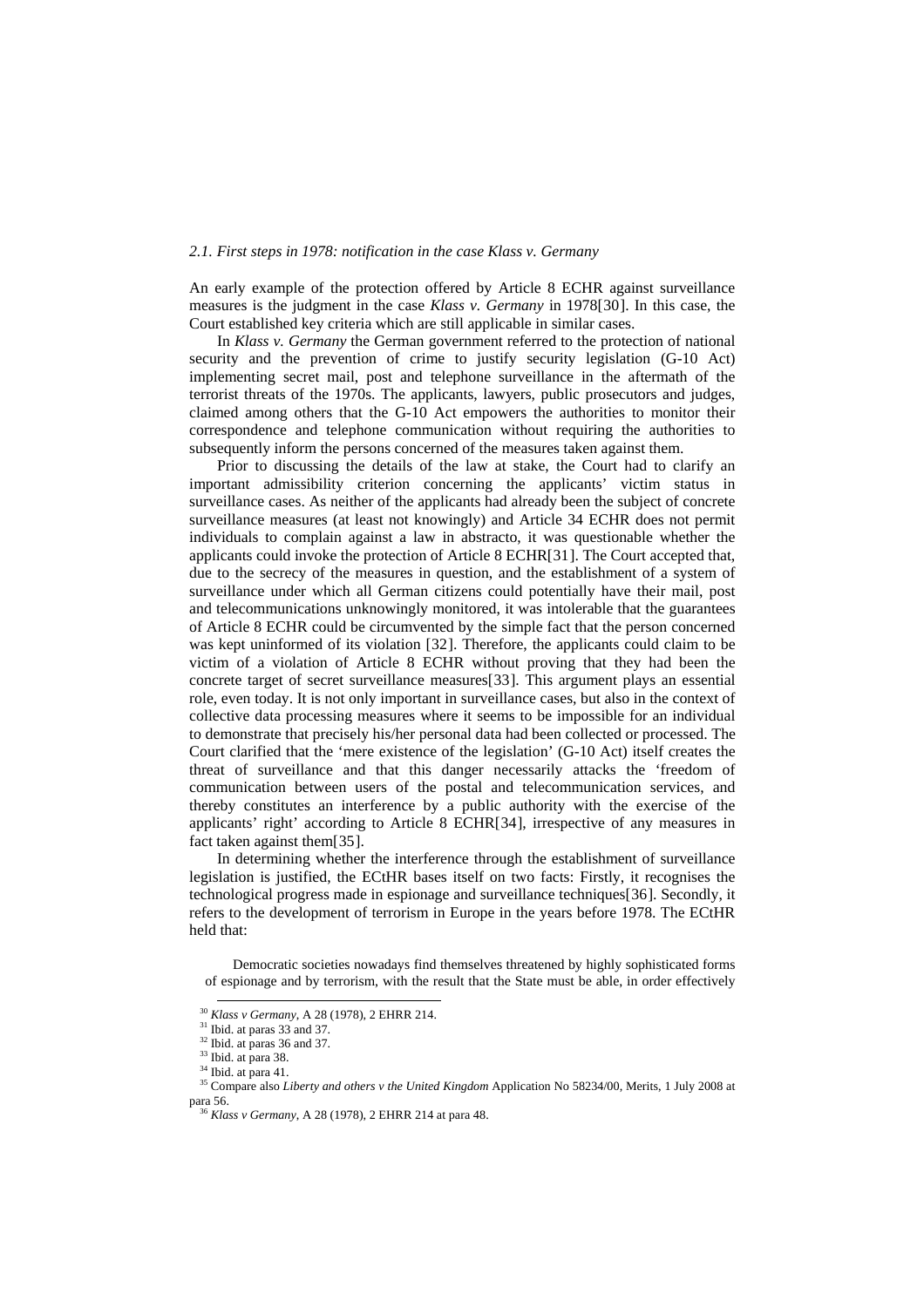*2.1. First steps in 1978: notification in the case Klass v. Germany*

An early example of the protection offered by Article 8 ECHR against surveillance measures is the judgment in the case *Klass v. Germany* in 1978[30]. In this case, the Court established key criteria which are still applicable in similar cases.

In *Klass v. Germany* the German government referred to the protection of national security and the prevention of crime to justify security legislation (G-10 Act) implementing secret mail, post and telephone surveillance in the aftermath of the terrorist threats of the 1970s. The applicants, lawyers, public prosecutors and judges, claimed among others that the G-10 Act empowers the authorities to monitor their correspondence and telephone communication without requiring the authorities to subsequently inform the persons concerned of the measures taken against them.

Prior to discussing the details of the law at stake, the Court had to clarify an important admissibility criterion concerning the applicants' victim status in surveillance cases. As neither of the applicants had already been the subject of concrete surveillance measures (at least not knowingly) and Article 34 ECHR does not permit individuals to complain against a law in abstracto, it was questionable whether the applicants could invoke the protection of Article 8 ECHR[31]. The Court accepted that, due to the secrecy of the measures in question, and the establishment of a system of surveillance under which all German citizens could potentially have their mail, post and telecommunications unknowingly monitored, it was intolerable that the guarantees of Article 8 ECHR could be circumvented by the simple fact that the person concerned was kept uninformed of its violation [32]. Therefore, the applicants could claim to be victim of a violation of Article 8 ECHR without proving that they had been the concrete target of secret surveillance measures[33]. This argument plays an essential role, even today. It is not only important in surveillance cases, but also in the context of collective data processing measures where it seems to be impossible for an individual to demonstrate that precisely his/her personal data had been collected or processed. The Court clarified that the 'mere existence of the legislation' (G-10 Act) itself creates the threat of surveillance and that this danger necessarily attacks the 'freedom of communication between users of the postal and telecommunication services, and thereby constitutes an interference by a public authority with the exercise of the applicants' right' according to Article 8 ECHR[34], irrespective of any measures in fact taken against them[35].

In determining whether the interference through the establishment of surveillance legislation is justified, the ECtHR bases itself on two facts: Firstly, it recognises the technological progress made in espionage and surveillance techniques[36]. Secondly, it refers to the development of terrorism in Europe in the years before 1978. The ECtHR held that:

> Democratic societies nowadays find themselves threatened by highly sophisticated forms of espionage and by terrorism, with the result that the State must be able, in order effectively

---

[30] *Klass v Germany*, A 28 (1978), 2 EHRR 214.

[31] Ibid. at paras 33 and 37.

[32] Ibid. at paras 36 and 37.

[33] Ibid. at para 38.

[34] Ibid. at para 41.

[35] Compare also *Liberty and others v the United Kingdom* Application No 58234/00, Merits, 1 July 2008 at para 56.

[36] *Klass v Germany*, A 28 (1978), 2 EHRR 214 at para 48.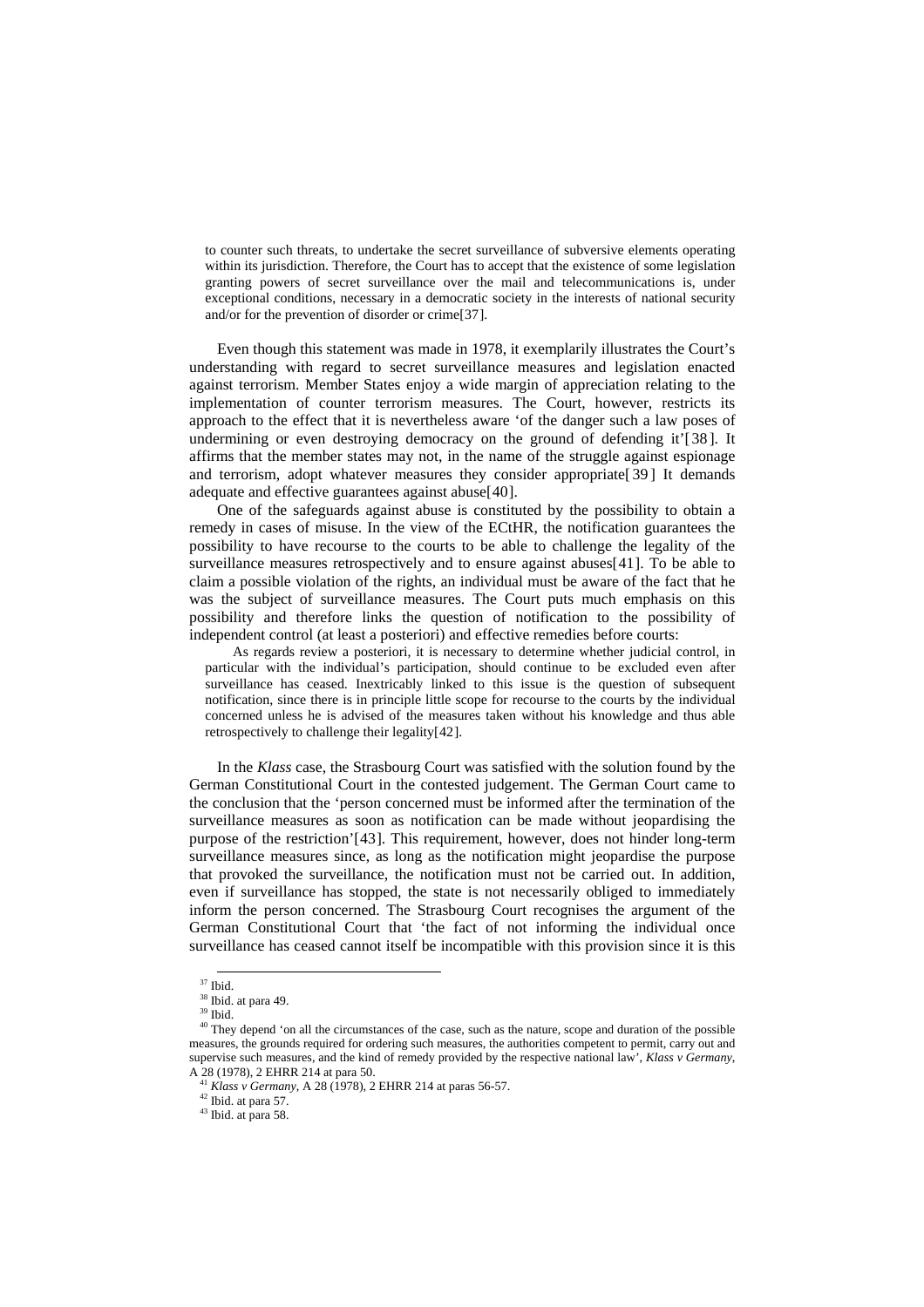> to counter such threats, to undertake the secret surveillance of subversive elements operating within its jurisdiction. Therefore, the Court has to accept that the existence of some legislation granting powers of secret surveillance over the mail and telecommunications is, under exceptional conditions, necessary in a democratic society in the interests of national security and/or for the prevention of disorder or crime[37].

Even though this statement was made in 1978, it exemplarily illustrates the Court's understanding with regard to secret surveillance measures and legislation enacted against terrorism. Member States enjoy a wide margin of appreciation relating to the implementation of counter terrorism measures. The Court, however, restricts its approach to the effect that it is nevertheless aware 'of the danger such a law poses of undermining or even destroying democracy on the ground of defending it'[38]. It affirms that the member states may not, in the name of the struggle against espionage and terrorism, adopt whatever measures they consider appropriate[39] It demands adequate and effective guarantees against abuse[40].

One of the safeguards against abuse is constituted by the possibility to obtain a remedy in cases of misuse. In the view of the ECtHR, the notification guarantees the possibility to have recourse to the courts to be able to challenge the legality of the surveillance measures retrospectively and to ensure against abuses[41]. To be able to claim a possible violation of the rights, an individual must be aware of the fact that he was the subject of surveillance measures. The Court puts much emphasis on this possibility and therefore links the question of notification to the possibility of independent control (at least a posteriori) and effective remedies before courts:

> As regards review a posteriori, it is necessary to determine whether judicial control, in particular with the individual's participation, should continue to be excluded even after surveillance has ceased. Inextricably linked to this issue is the question of subsequent notification, since there is in principle little scope for recourse to the courts by the individual concerned unless he is advised of the measures taken without his knowledge and thus able retrospectively to challenge their legality[42].

In the *Klass* case, the Strasbourg Court was satisfied with the solution found by the German Constitutional Court in the contested judgement. The German Court came to the conclusion that the 'person concerned must be informed after the termination of the surveillance measures as soon as notification can be made without jeopardising the purpose of the restriction'[43]. This requirement, however, does not hinder long-term surveillance measures since, as long as the notification might jeopardise the purpose that provoked the surveillance, the notification must not be carried out. In addition, even if surveillance has stopped, the state is not necessarily obliged to immediately inform the person concerned. The Strasbourg Court recognises the argument of the German Constitutional Court that 'the fact of not informing the individual once surveillance has ceased cannot itself be incompatible with this provision since it is this

---

[37] Ibid.

[38] Ibid. at para 49.

[39] Ibid.

[40] They depend 'on all the circumstances of the case, such as the nature, scope and duration of the possible measures, the grounds required for ordering such measures, the authorities competent to permit, carry out and supervise such measures, and the kind of remedy provided by the respective national law', *Klass v Germany*, A 28 (1978), 2 EHRR 214 at para 50.

[41] *Klass v Germany*, A 28 (1978), 2 EHRR 214 at paras 56-57.

[42] Ibid. at para 57.

[43] Ibid. at para 58.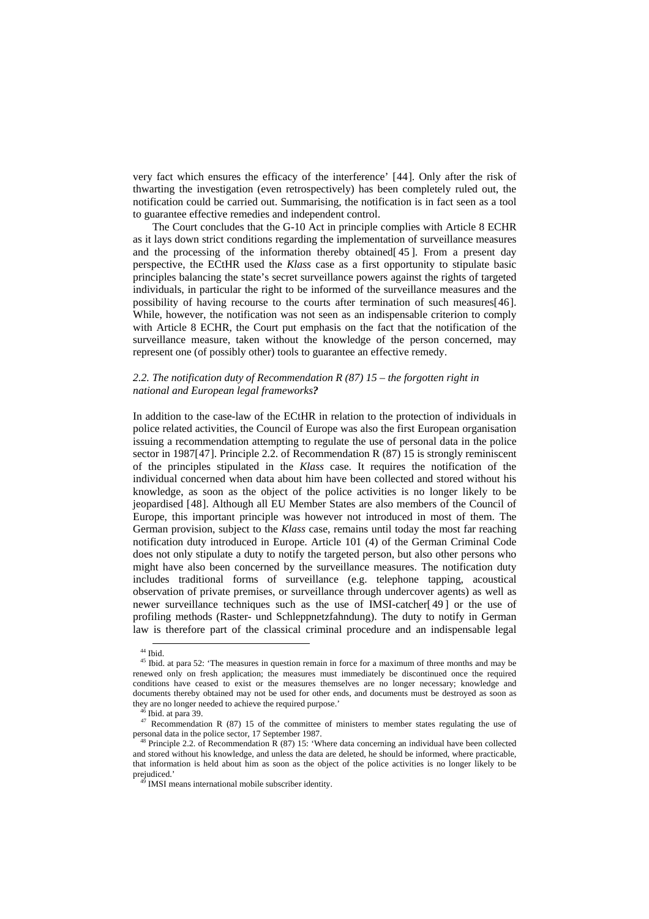very fact which ensures the efficacy of the interference' [44]. Only after the risk of thwarting the investigation (even retrospectively) has been completely ruled out, the notification could be carried out. Summarising, the notification is in fact seen as a tool to guarantee effective remedies and independent control.

The Court concludes that the G-10 Act in principle complies with Article 8 ECHR as it lays down strict conditions regarding the implementation of surveillance measures and the processing of the information thereby obtained[45]. From a present day perspective, the ECtHR used the *Klass* case as a first opportunity to stipulate basic principles balancing the state's secret surveillance powers against the rights of targeted individuals, in particular the right to be informed of the surveillance measures and the possibility of having recourse to the courts after termination of such measures[46]. While, however, the notification was not seen as an indispensable criterion to comply with Article 8 ECHR, the Court put emphasis on the fact that the notification of the surveillance measure, taken without the knowledge of the person concerned, may represent one (of possibly other) tools to guarantee an effective remedy.

### *2.2. The notification duty of Recommendation R (87) 15 – the forgotten right in national and European legal frameworks?*

In addition to the case-law of the ECtHR in relation to the protection of individuals in police related activities, the Council of Europe was also the first European organisation issuing a recommendation attempting to regulate the use of personal data in the police sector in 1987[47]. Principle 2.2. of Recommendation R (87) 15 is strongly reminiscent of the principles stipulated in the *Klass* case. It requires the notification of the individual concerned when data about him have been collected and stored without his knowledge, as soon as the object of the police activities is no longer likely to be jeopardised [48]. Although all EU Member States are also members of the Council of Europe, this important principle was however not introduced in most of them. The German provision, subject to the *Klass* case, remains until today the most far reaching notification duty introduced in Europe. Article 101 (4) of the German Criminal Code does not only stipulate a duty to notify the targeted person, but also other persons who might have also been concerned by the surveillance measures. The notification duty includes traditional forms of surveillance (e.g. telephone tapping, acoustical observation of private premises, or surveillance through undercover agents) as well as newer surveillance techniques such as the use of IMSI-catcher[49] or the use of profiling methods (Raster- und Schleppnetzfahndung). The duty to notify in German law is therefore part of the classical criminal procedure and an indispensable legal

---

[44] Ibid.

[45] Ibid. at para 52: 'The measures in question remain in force for a maximum of three months and may be renewed only on fresh application; the measures must immediately be discontinued once the required conditions have ceased to exist or the measures themselves are no longer necessary; knowledge and documents thereby obtained may not be used for other ends, and documents must be destroyed as soon as they are no longer needed to achieve the required purpose.'

[46] Ibid. at para 39.

[47] Recommendation R (87) 15 of the committee of ministers to member states regulating the use of personal data in the police sector, 17 September 1987.

[48] Principle 2.2. of Recommendation R (87) 15: 'Where data concerning an individual have been collected and stored without his knowledge, and unless the data are deleted, he should be informed, where practicable, that information is held about him as soon as the object of the police activities is no longer likely to be prejudiced.'

[49] IMSI means international mobile subscriber identity.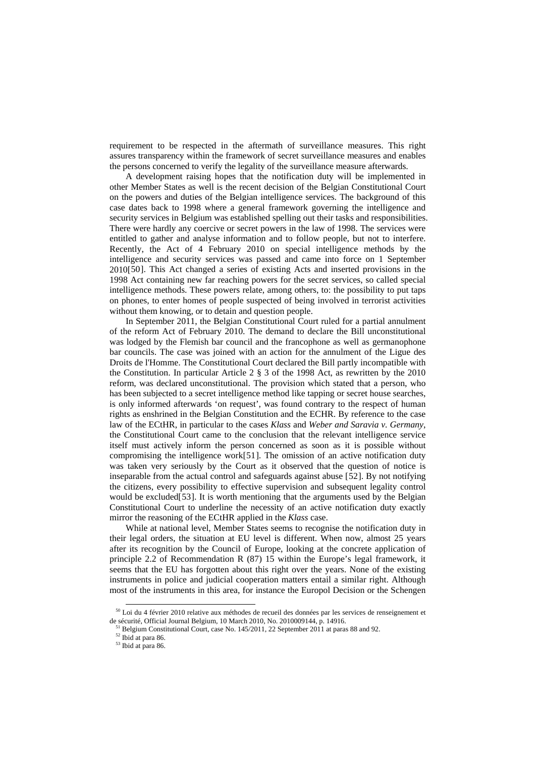requirement to be respected in the aftermath of surveillance measures. This right assures transparency within the framework of secret surveillance measures and enables the persons concerned to verify the legality of the surveillance measure afterwards.

A development raising hopes that the notification duty will be implemented in other Member States as well is the recent decision of the Belgian Constitutional Court on the powers and duties of the Belgian intelligence services. The background of this case dates back to 1998 where a general framework governing the intelligence and security services in Belgium was established spelling out their tasks and responsibilities. There were hardly any coercive or secret powers in the law of 1998. The services were entitled to gather and analyse information and to follow people, but not to interfere. Recently, the Act of 4 February 2010 on special intelligence methods by the intelligence and security services was passed and came into force on 1 September 2010[50]. This Act changed a series of existing Acts and inserted provisions in the 1998 Act containing new far reaching powers for the secret services, so called special intelligence methods. These powers relate, among others, to: the possibility to put taps on phones, to enter homes of people suspected of being involved in terrorist activities without them knowing, or to detain and question people.

In September 2011, the Belgian Constitutional Court ruled for a partial annulment of the reform Act of February 2010. The demand to declare the Bill unconstitutional was lodged by the Flemish bar council and the francophone as well as germanophone bar councils. The case was joined with an action for the annulment of the Ligue des Droits de l'Homme. The Constitutional Court declared the Bill partly incompatible with the Constitution. In particular Article 2 § 3 of the 1998 Act, as rewritten by the 2010 reform, was declared unconstitutional. The provision which stated that a person, who has been subjected to a secret intelligence method like tapping or secret house searches, is only informed afterwards 'on request', was found contrary to the respect of human rights as enshrined in the Belgian Constitution and the ECHR. By reference to the case law of the ECtHR, in particular to the cases *Klass* and *Weber and Saravia v. Germany*, the Constitutional Court came to the conclusion that the relevant intelligence service itself must actively inform the person concerned as soon as it is possible without compromising the intelligence work[51]. The omission of an active notification duty was taken very seriously by the Court as it observed that the question of notice is inseparable from the actual control and safeguards against abuse [52]. By not notifying the citizens, every possibility to effective supervision and subsequent legality control would be excluded[53]. It is worth mentioning that the arguments used by the Belgian Constitutional Court to underline the necessity of an active notification duty exactly mirror the reasoning of the ECtHR applied in the *Klass* case.

While at national level, Member States seems to recognise the notification duty in their legal orders, the situation at EU level is different. When now, almost 25 years after its recognition by the Council of Europe, looking at the concrete application of principle 2.2 of Recommendation R (87) 15 within the Europe's legal framework, it seems that the EU has forgotten about this right over the years. None of the existing instruments in police and judicial cooperation matters entail a similar right. Although most of the instruments in this area, for instance the Europol Decision or the Schengen

[50] Loi du 4 février 2010 relative aux méthodes de recueil des données par les services de renseignement et de sécurité, Official Journal Belgium, 10 March 2010, No. 2010009144, p. 14916.

[51] Belgium Constitutional Court, case No. 145/2011, 22 September 2011 at paras 88 and 92.

[52] Ibid at para 86.

[53] Ibid at para 86.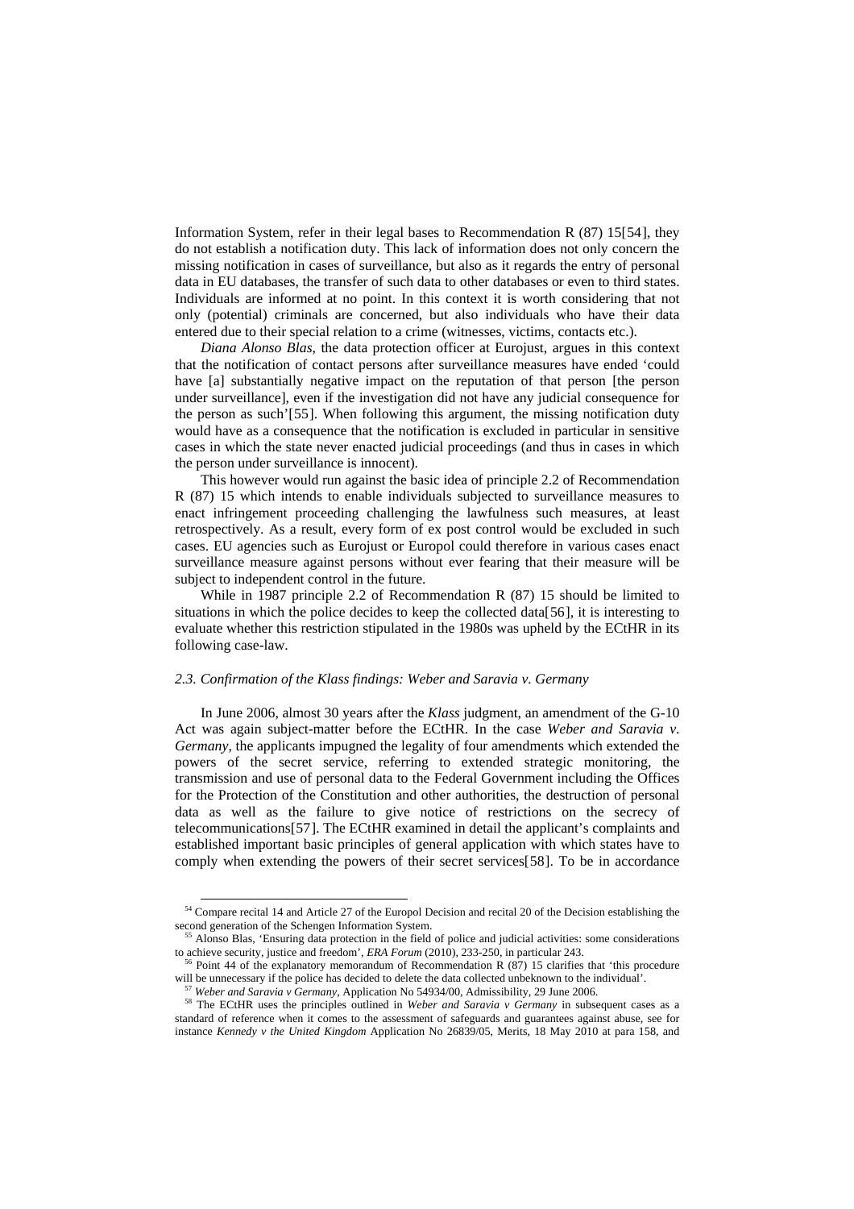Information System, refer in their legal bases to Recommendation R (87) 15[54], they do not establish a notification duty. This lack of information does not only concern the missing notification in cases of surveillance, but also as it regards the entry of personal data in EU databases, the transfer of such data to other databases or even to third states. Individuals are informed at no point. In this context it is worth considering that not only (potential) criminals are concerned, but also individuals who have their data entered due to their special relation to a crime (witnesses, victims, contacts etc.).

*Diana Alonso Blas*, the data protection officer at Eurojust, argues in this context that the notification of contact persons after surveillance measures have ended 'could have [a] substantially negative impact on the reputation of that person [the person under surveillance], even if the investigation did not have any judicial consequence for the person as such'[55]. When following this argument, the missing notification duty would have as a consequence that the notification is excluded in particular in sensitive cases in which the state never enacted judicial proceedings (and thus in cases in which the person under surveillance is innocent).

This however would run against the basic idea of principle 2.2 of Recommendation R (87) 15 which intends to enable individuals subjected to surveillance measures to enact infringement proceeding challenging the lawfulness such measures, at least retrospectively. As a result, every form of ex post control would be excluded in such cases. EU agencies such as Eurojust or Europol could therefore in various cases enact surveillance measure against persons without ever fearing that their measure will be subject to independent control in the future.

While in 1987 principle 2.2 of Recommendation R (87) 15 should be limited to situations in which the police decides to keep the collected data[56], it is interesting to evaluate whether this restriction stipulated in the 1980s was upheld by the ECtHR in its following case-law.

### *2.3. Confirmation of the Klass findings: Weber and Saravia v. Germany*

In June 2006, almost 30 years after the *Klass* judgment, an amendment of the G-10 Act was again subject-matter before the ECtHR. In the case *Weber and Saravia v. Germany*, the applicants impugned the legality of four amendments which extended the powers of the secret service, referring to extended strategic monitoring, the transmission and use of personal data to the Federal Government including the Offices for the Protection of the Constitution and other authorities, the destruction of personal data as well as the failure to give notice of restrictions on the secrecy of telecommunications[57]. The ECtHR examined in detail the applicant's complaints and established important basic principles of general application with which states have to comply when extending the powers of their secret services[58]. To be in accordance

---

[54] Compare recital 14 and Article 27 of the Europol Decision and recital 20 of the Decision establishing the second generation of the Schengen Information System.

[55] Alonso Blas, 'Ensuring data protection in the field of police and judicial activities: some considerations to achieve security, justice and freedom', *ERA Forum* (2010), 233-250, in particular 243.

[56] Point 44 of the explanatory memorandum of Recommendation R (87) 15 clarifies that 'this procedure will be unnecessary if the police has decided to delete the data collected unbeknown to the individual'.

[57] *Weber and Saravia v Germany*, Application No 54934/00, Admissibility, 29 June 2006.

[58] The ECtHR uses the principles outlined in *Weber and Saravia v Germany* in subsequent cases as a standard of reference when it comes to the assessment of safeguards and guarantees against abuse, see for instance *Kennedy v the United Kingdom* Application No 26839/05, Merits, 18 May 2010 at para 158, and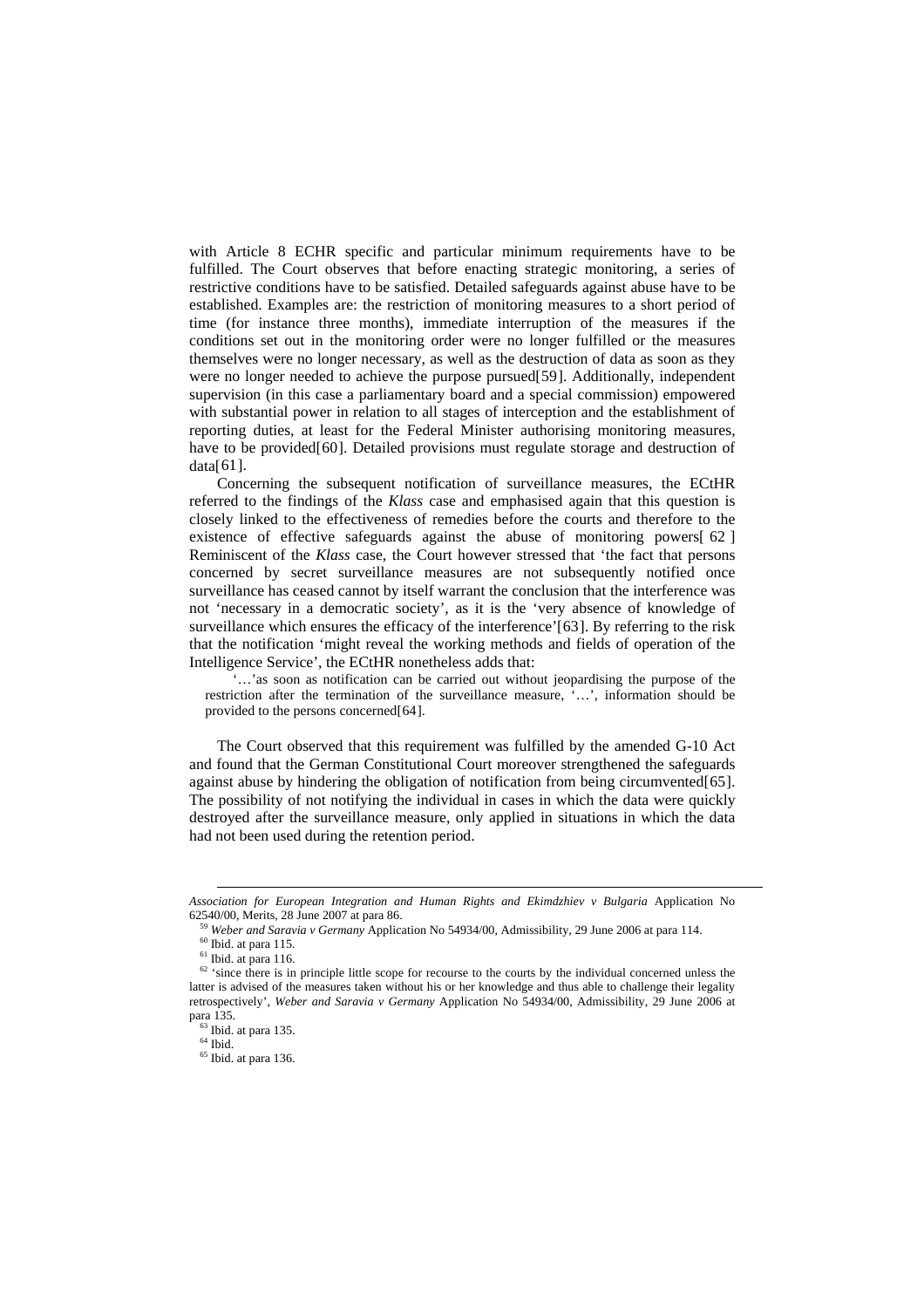with Article 8 ECHR specific and particular minimum requirements have to be fulfilled. The Court observes that before enacting strategic monitoring, a series of restrictive conditions have to be satisfied. Detailed safeguards against abuse have to be established. Examples are: the restriction of monitoring measures to a short period of time (for instance three months), immediate interruption of the measures if the conditions set out in the monitoring order were no longer fulfilled or the measures themselves were no longer necessary, as well as the destruction of data as soon as they were no longer needed to achieve the purpose pursued[59]. Additionally, independent supervision (in this case a parliamentary board and a special commission) empowered with substantial power in relation to all stages of interception and the establishment of reporting duties, at least for the Federal Minister authorising monitoring measures, have to be provided[60]. Detailed provisions must regulate storage and destruction of data[61].

Concerning the subsequent notification of surveillance measures, the ECtHR referred to the findings of the *Klass* case and emphasised again that this question is closely linked to the effectiveness of remedies before the courts and therefore to the existence of effective safeguards against the abuse of monitoring powers[62] Reminiscent of the *Klass* case, the Court however stressed that 'the fact that persons concerned by secret surveillance measures are not subsequently notified once surveillance has ceased cannot by itself warrant the conclusion that the interference was not 'necessary in a democratic society', as it is the 'very absence of knowledge of surveillance which ensures the efficacy of the interference'[63]. By referring to the risk that the notification 'might reveal the working methods and fields of operation of the Intelligence Service', the ECtHR nonetheless adds that:

> '…'as soon as notification can be carried out without jeopardising the purpose of the restriction after the termination of the surveillance measure, '…', information should be provided to the persons concerned[64].

The Court observed that this requirement was fulfilled by the amended G-10 Act and found that the German Constitutional Court moreover strengthened the safeguards against abuse by hindering the obligation of notification from being circumvented[65]. The possibility of not notifying the individual in cases in which the data were quickly destroyed after the surveillance measure, only applied in situations in which the data had not been used during the retention period.

---

*Association for European Integration and Human Rights and Ekimdzhiev v Bulgaria* Application No 62540/00, Merits, 28 June 2007 at para 86.

[59] *Weber and Saravia v Germany* Application No 54934/00, Admissibility, 29 June 2006 at para 114.

[60] Ibid. at para 115.

[61] Ibid. at para 116.

[62] 'since there is in principle little scope for recourse to the courts by the individual concerned unless the latter is advised of the measures taken without his or her knowledge and thus able to challenge their legality retrospectively', *Weber and Saravia v Germany* Application No 54934/00, Admissibility, 29 June 2006 at para 135.

[63] Ibid. at para 135.

[64] Ibid.

[65] Ibid. at para 136.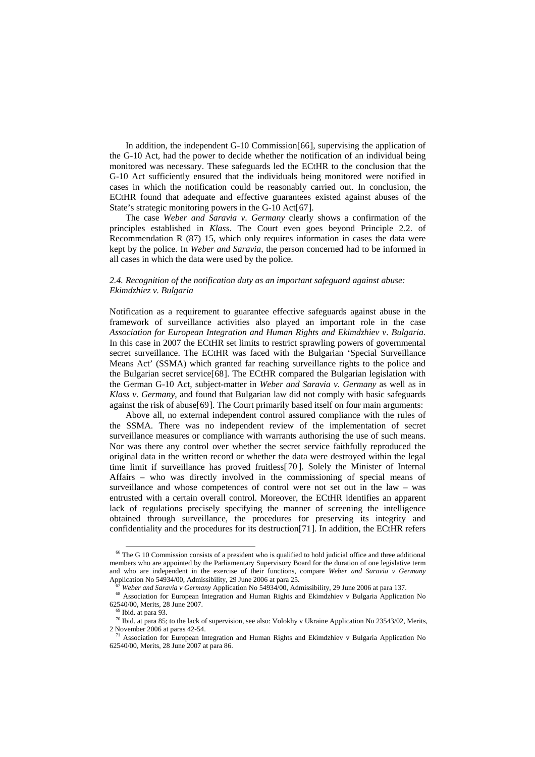In addition, the independent G-10 Commission[66], supervising the application of the G-10 Act, had the power to decide whether the notification of an individual being monitored was necessary. These safeguards led the ECtHR to the conclusion that the G-10 Act sufficiently ensured that the individuals being monitored were notified in cases in which the notification could be reasonably carried out. In conclusion, the ECtHR found that adequate and effective guarantees existed against abuses of the State's strategic monitoring powers in the G-10 Act[67].

The case *Weber and Saravia v. Germany* clearly shows a confirmation of the principles established in *Klass*. The Court even goes beyond Principle 2.2. of Recommendation R (87) 15, which only requires information in cases the data were kept by the police. In *Weber and Saravia*, the person concerned had to be informed in all cases in which the data were used by the police.

### *2.4. Recognition of the notification duty as an important safeguard against abuse: Ekimdzhiez v. Bulgaria*

Notification as a requirement to guarantee effective safeguards against abuse in the framework of surveillance activities also played an important role in the case *Association for European Integration and Human Rights and Ekimdzhiev v. Bulgaria.* In this case in 2007 the ECtHR set limits to restrict sprawling powers of governmental secret surveillance. The ECtHR was faced with the Bulgarian 'Special Surveillance Means Act' (SSMA) which granted far reaching surveillance rights to the police and the Bulgarian secret service[68]. The ECtHR compared the Bulgarian legislation with the German G-10 Act, subject-matter in *Weber and Saravia v. Germany* as well as in *Klass v. Germany*, and found that Bulgarian law did not comply with basic safeguards against the risk of abuse[69]. The Court primarily based itself on four main arguments:

Above all, no external independent control assured compliance with the rules of the SSMA. There was no independent review of the implementation of secret surveillance measures or compliance with warrants authorising the use of such means. Nor was there any control over whether the secret service faithfully reproduced the original data in the written record or whether the data were destroyed within the legal time limit if surveillance has proved fruitless[70]. Solely the Minister of Internal Affairs – who was directly involved in the commissioning of special means of surveillance and whose competences of control were not set out in the law – was entrusted with a certain overall control. Moreover, the ECtHR identifies an apparent lack of regulations precisely specifying the manner of screening the intelligence obtained through surveillance, the procedures for preserving its integrity and confidentiality and the procedures for its destruction[71]. In addition, the ECtHR refers

---

[66] The G 10 Commission consists of a president who is qualified to hold judicial office and three additional members who are appointed by the Parliamentary Supervisory Board for the duration of one legislative term and who are independent in the exercise of their functions, compare *Weber and Saravia v Germany* Application No 54934/00, Admissibility, 29 June 2006 at para 25.

[67] *Weber and Saravia v Germany* Application No 54934/00, Admissibility, 29 June 2006 at para 137.

[68] Association for European Integration and Human Rights and Ekimdzhiev v Bulgaria Application No 62540/00, Merits, 28 June 2007.

[69] Ibid. at para 93.

[70] Ibid. at para 85; to the lack of supervision, see also: Volokhy v Ukraine Application No 23543/02, Merits, 2 November 2006 at paras 42-54.

[71] Association for European Integration and Human Rights and Ekimdzhiev v Bulgaria Application No 62540/00, Merits, 28 June 2007 at para 86.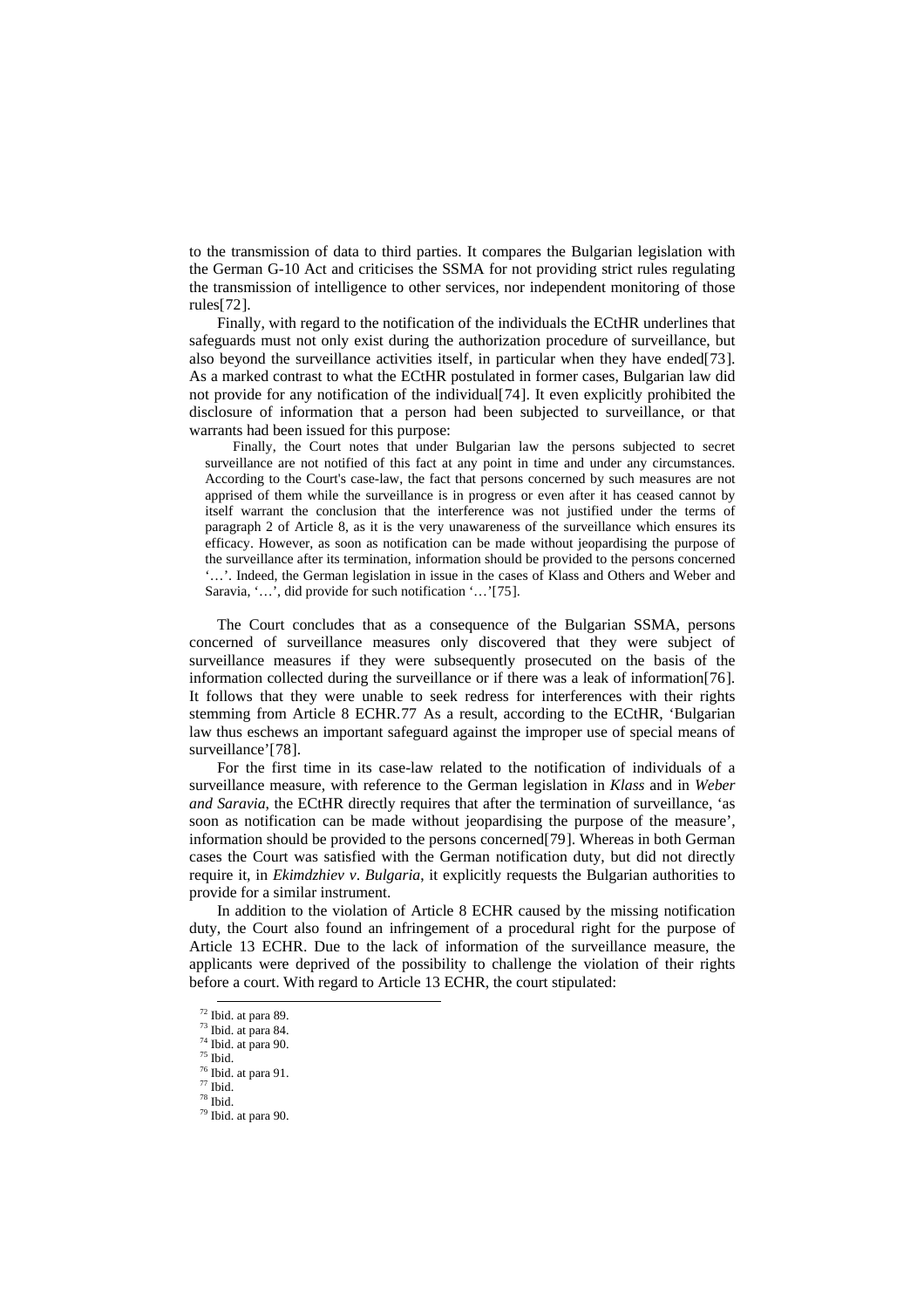to the transmission of data to third parties. It compares the Bulgarian legislation with the German G-10 Act and criticises the SSMA for not providing strict rules regulating the transmission of intelligence to other services, nor independent monitoring of those rules[72].

Finally, with regard to the notification of the individuals the ECtHR underlines that safeguards must not only exist during the authorization procedure of surveillance, but also beyond the surveillance activities itself, in particular when they have ended[73]. As a marked contrast to what the ECtHR postulated in former cases, Bulgarian law did not provide for any notification of the individual[74]. It even explicitly prohibited the disclosure of information that a person had been subjected to surveillance, or that warrants had been issued for this purpose:

> Finally, the Court notes that under Bulgarian law the persons subjected to secret surveillance are not notified of this fact at any point in time and under any circumstances. According to the Court's case-law, the fact that persons concerned by such measures are not apprised of them while the surveillance is in progress or even after it has ceased cannot by itself warrant the conclusion that the interference was not justified under the terms of paragraph 2 of Article 8, as it is the very unawareness of the surveillance which ensures its efficacy. However, as soon as notification can be made without jeopardising the purpose of the surveillance after its termination, information should be provided to the persons concerned '…'. Indeed, the German legislation in issue in the cases of Klass and Others and Weber and Saravia, '…', did provide for such notification '…'[75].

The Court concludes that as a consequence of the Bulgarian SSMA, persons concerned of surveillance measures only discovered that they were subject of surveillance measures if they were subsequently prosecuted on the basis of the information collected during the surveillance or if there was a leak of information[76]. It follows that they were unable to seek redress for interferences with their rights stemming from Article 8 ECHR.[77] As a result, according to the ECtHR, 'Bulgarian law thus eschews an important safeguard against the improper use of special means of surveillance'[78].

For the first time in its case-law related to the notification of individuals of a surveillance measure, with reference to the German legislation in *Klass* and in *Weber and Saravia*, the ECtHR directly requires that after the termination of surveillance, 'as soon as notification can be made without jeopardising the purpose of the measure', information should be provided to the persons concerned[79]. Whereas in both German cases the Court was satisfied with the German notification duty, but did not directly require it, in *Ekimdzhiev v. Bulgaria*, it explicitly requests the Bulgarian authorities to provide for a similar instrument.

In addition to the violation of Article 8 ECHR caused by the missing notification duty, the Court also found an infringement of a procedural right for the purpose of Article 13 ECHR. Due to the lack of information of the surveillance measure, the applicants were deprived of the possibility to challenge the violation of their rights before a court. With regard to Article 13 ECHR, the court stipulated:

[72] Ibid. at para 89.
[73] Ibid. at para 84.
[74] Ibid. at para 90.
[75] Ibid.
[76] Ibid. at para 91.
[77] Ibid.
[78] Ibid.
[79] Ibid. at para 90.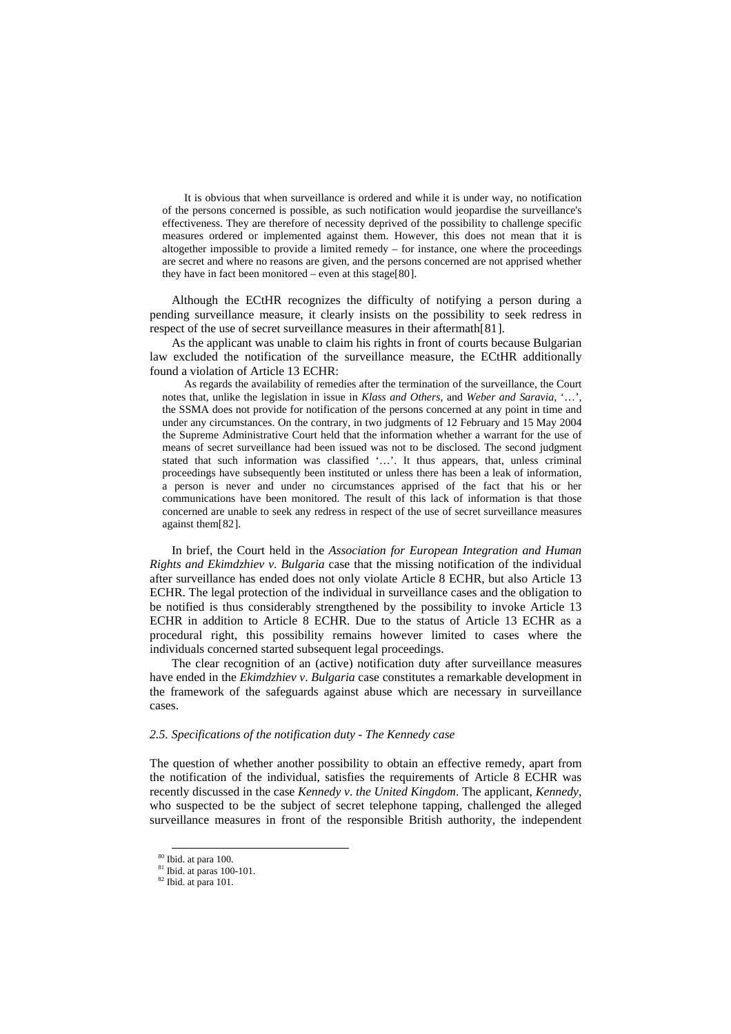> It is obvious that when surveillance is ordered and while it is under way, no notification of the persons concerned is possible, as such notification would jeopardise the surveillance's effectiveness. They are therefore of necessity deprived of the possibility to challenge specific measures ordered or implemented against them. However, this does not mean that it is altogether impossible to provide a limited remedy – for instance, one where the proceedings are secret and where no reasons are given, and the persons concerned are not apprised whether they have in fact been monitored – even at this stage[80].

Although the ECtHR recognizes the difficulty of notifying a person during a pending surveillance measure, it clearly insists on the possibility to seek redress in respect of the use of secret surveillance measures in their aftermath[81].

As the applicant was unable to claim his rights in front of courts because Bulgarian law excluded the notification of the surveillance measure, the ECtHR additionally found a violation of Article 13 ECHR:

> As regards the availability of remedies after the termination of the surveillance, the Court notes that, unlike the legislation in issue in *Klass and Others*, and *Weber and Saravia*, '…', the SSMA does not provide for notification of the persons concerned at any point in time and under any circumstances. On the contrary, in two judgments of 12 February and 15 May 2004 the Supreme Administrative Court held that the information whether a warrant for the use of means of secret surveillance had been issued was not to be disclosed. The second judgment stated that such information was classified '…'. It thus appears, that, unless criminal proceedings have subsequently been instituted or unless there has been a leak of information, a person is never and under no circumstances apprised of the fact that his or her communications have been monitored. The result of this lack of information is that those concerned are unable to seek any redress in respect of the use of secret surveillance measures against them[82].

In brief, the Court held in the *Association for European Integration and Human Rights and Ekimdzhiev v. Bulgaria* case that the missing notification of the individual after surveillance has ended does not only violate Article 8 ECHR, but also Article 13 ECHR. The legal protection of the individual in surveillance cases and the obligation to be notified is thus considerably strengthened by the possibility to invoke Article 13 ECHR in addition to Article 8 ECHR. Due to the status of Article 13 ECHR as a procedural right, this possibility remains however limited to cases where the individuals concerned started subsequent legal proceedings.

The clear recognition of an (active) notification duty after surveillance measures have ended in the *Ekimdzhiev v. Bulgaria* case constitutes a remarkable development in the framework of the safeguards against abuse which are necessary in surveillance cases.

### *2.5. Specifications of the notification duty - The Kennedy case*

The question of whether another possibility to obtain an effective remedy, apart from the notification of the individual, satisfies the requirements of Article 8 ECHR was recently discussed in the case *Kennedy v. the United Kingdom*. The applicant, *Kennedy*, who suspected to be the subject of secret telephone tapping, challenged the alleged surveillance measures in front of the responsible British authority, the independent

[80] Ibid. at para 100.

[81] Ibid. at paras 100-101.

[82] Ibid. at para 101.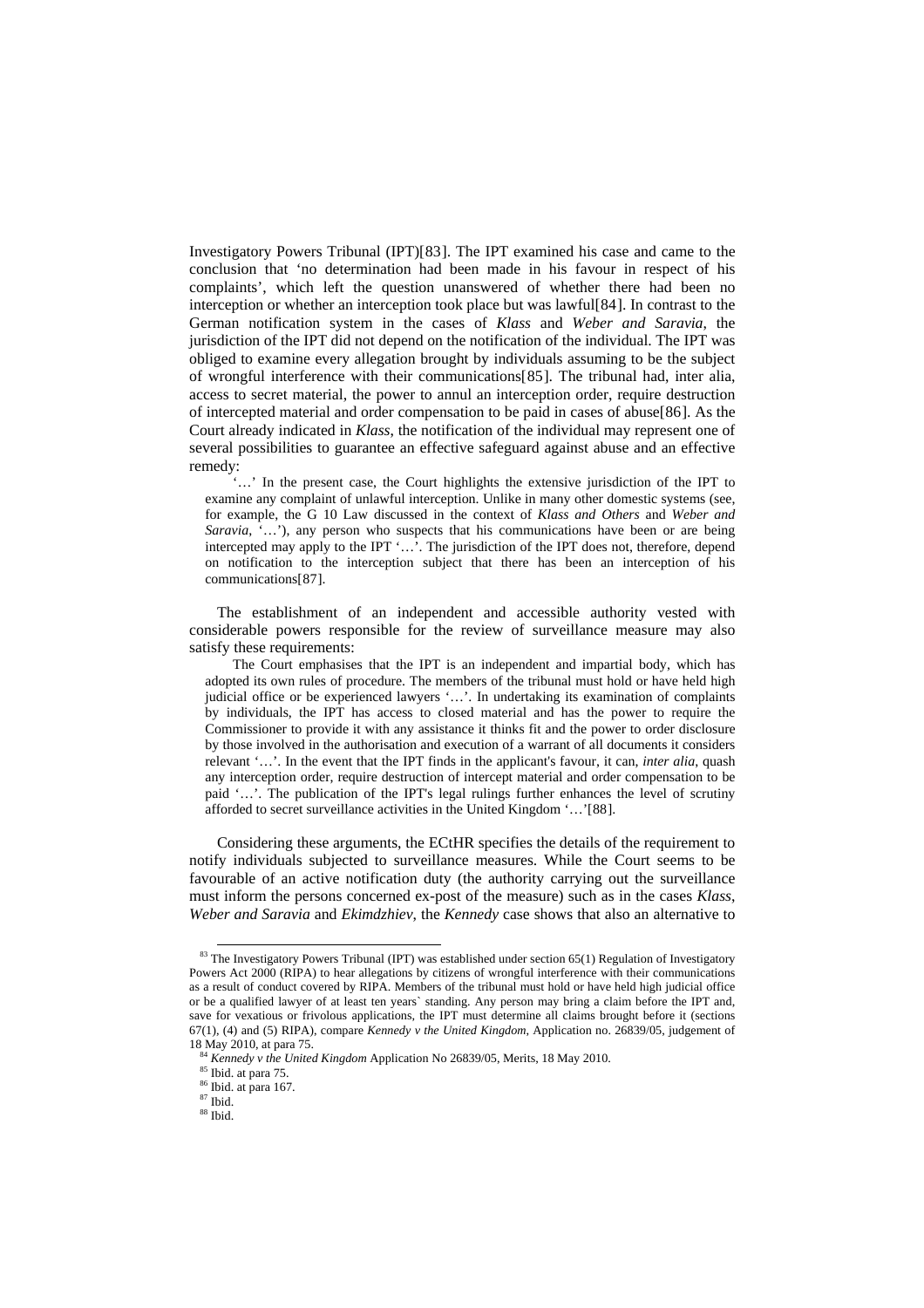Investigatory Powers Tribunal (IPT)[83]. The IPT examined his case and came to the conclusion that 'no determination had been made in his favour in respect of his complaints', which left the question unanswered of whether there had been no interception or whether an interception took place but was lawful[84]. In contrast to the German notification system in the cases of *Klass* and *Weber and Saravia*, the jurisdiction of the IPT did not depend on the notification of the individual. The IPT was obliged to examine every allegation brought by individuals assuming to be the subject of wrongful interference with their communications[85]. The tribunal had, inter alia, access to secret material, the power to annul an interception order, require destruction of intercepted material and order compensation to be paid in cases of abuse[86]. As the Court already indicated in *Klass*, the notification of the individual may represent one of several possibilities to guarantee an effective safeguard against abuse and an effective remedy:

> '…' In the present case, the Court highlights the extensive jurisdiction of the IPT to examine any complaint of unlawful interception. Unlike in many other domestic systems (see, for example, the G 10 Law discussed in the context of *Klass and Others* and *Weber and Saravia*, '…'), any person who suspects that his communications have been or are being intercepted may apply to the IPT '…'. The jurisdiction of the IPT does not, therefore, depend on notification to the interception subject that there has been an interception of his communications[87].

The establishment of an independent and accessible authority vested with considerable powers responsible for the review of surveillance measure may also satisfy these requirements:

> The Court emphasises that the IPT is an independent and impartial body, which has adopted its own rules of procedure. The members of the tribunal must hold or have held high judicial office or be experienced lawyers '…'. In undertaking its examination of complaints by individuals, the IPT has access to closed material and has the power to require the Commissioner to provide it with any assistance it thinks fit and the power to order disclosure by those involved in the authorisation and execution of a warrant of all documents it considers relevant '…'. In the event that the IPT finds in the applicant's favour, it can, *inter alia*, quash any interception order, require destruction of intercept material and order compensation to be paid '…'. The publication of the IPT's legal rulings further enhances the level of scrutiny afforded to secret surveillance activities in the United Kingdom '…'[88].

Considering these arguments, the ECtHR specifies the details of the requirement to notify individuals subjected to surveillance measures. While the Court seems to be favourable of an active notification duty (the authority carrying out the surveillance must inform the persons concerned ex-post of the measure) such as in the cases *Klass*, *Weber and Saravia* and *Ekimdzhiev*, the *Kennedy* case shows that also an alternative to

---

[83] The Investigatory Powers Tribunal (IPT) was established under section 65(1) Regulation of Investigatory Powers Act 2000 (RIPA) to hear allegations by citizens of wrongful interference with their communications as a result of conduct covered by RIPA. Members of the tribunal must hold or have held high judicial office or be a qualified lawyer of at least ten years` standing. Any person may bring a claim before the IPT and, save for vexatious or frivolous applications, the IPT must determine all claims brought before it (sections 67(1), (4) and (5) RIPA), compare *Kennedy v the United Kingdom*, Application no. 26839/05, judgement of 18 May 2010, at para 75.

[84] *Kennedy v the United Kingdom* Application No 26839/05, Merits, 18 May 2010.

[85] Ibid. at para 75.

[86] Ibid. at para 167.

[87] Ibid.

[88] Ibid.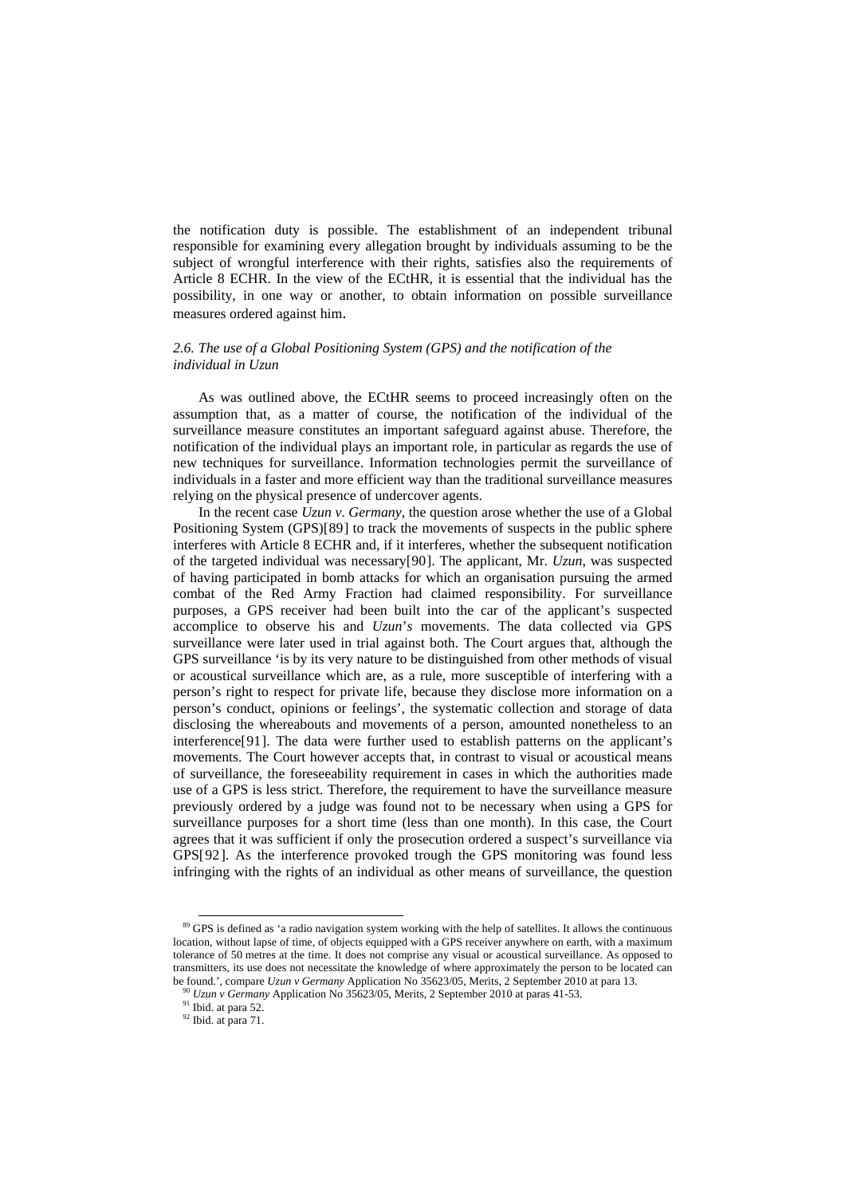the notification duty is possible. The establishment of an independent tribunal responsible for examining every allegation brought by individuals assuming to be the subject of wrongful interference with their rights, satisfies also the requirements of Article 8 ECHR. In the view of the ECtHR, it is essential that the individual has the possibility, in one way or another, to obtain information on possible surveillance measures ordered against him.

### *2.6. The use of a Global Positioning System (GPS) and the notification of the individual in Uzun*

As was outlined above, the ECtHR seems to proceed increasingly often on the assumption that, as a matter of course, the notification of the individual of the surveillance measure constitutes an important safeguard against abuse. Therefore, the notification of the individual plays an important role, in particular as regards the use of new techniques for surveillance. Information technologies permit the surveillance of individuals in a faster and more efficient way than the traditional surveillance measures relying on the physical presence of undercover agents.

In the recent case *Uzun v. Germany*, the question arose whether the use of a Global Positioning System (GPS)[89] to track the movements of suspects in the public sphere interferes with Article 8 ECHR and, if it interferes, whether the subsequent notification of the targeted individual was necessary[90]. The applicant, Mr. *Uzun*, was suspected of having participated in bomb attacks for which an organisation pursuing the armed combat of the Red Army Fraction had claimed responsibility. For surveillance purposes, a GPS receiver had been built into the car of the applicant's suspected accomplice to observe his and *Uzun's* movements. The data collected via GPS surveillance were later used in trial against both. The Court argues that, although the GPS surveillance 'is by its very nature to be distinguished from other methods of visual or acoustical surveillance which are, as a rule, more susceptible of interfering with a person's right to respect for private life, because they disclose more information on a person's conduct, opinions or feelings', the systematic collection and storage of data disclosing the whereabouts and movements of a person, amounted nonetheless to an interference[91]. The data were further used to establish patterns on the applicant's movements. The Court however accepts that, in contrast to visual or acoustical means of surveillance, the foreseeability requirement in cases in which the authorities made use of a GPS is less strict. Therefore, the requirement to have the surveillance measure previously ordered by a judge was found not to be necessary when using a GPS for surveillance purposes for a short time (less than one month). In this case, the Court agrees that it was sufficient if only the prosecution ordered a suspect's surveillance via GPS[92]. As the interference provoked trough the GPS monitoring was found less infringing with the rights of an individual as other means of surveillance, the question

[89] GPS is defined as 'a radio navigation system working with the help of satellites. It allows the continuous location, without lapse of time, of objects equipped with a GPS receiver anywhere on earth, with a maximum tolerance of 50 metres at the time. It does not comprise any visual or acoustical surveillance. As opposed to transmitters, its use does not necessitate the knowledge of where approximately the person to be located can be found.', compare *Uzun v Germany* Application No 35623/05, Merits, 2 September 2010 at para 13.

[90] *Uzun v Germany* Application No 35623/05, Merits, 2 September 2010 at paras 41-53.

[91] Ibid. at para 52.

[92] Ibid. at para 71.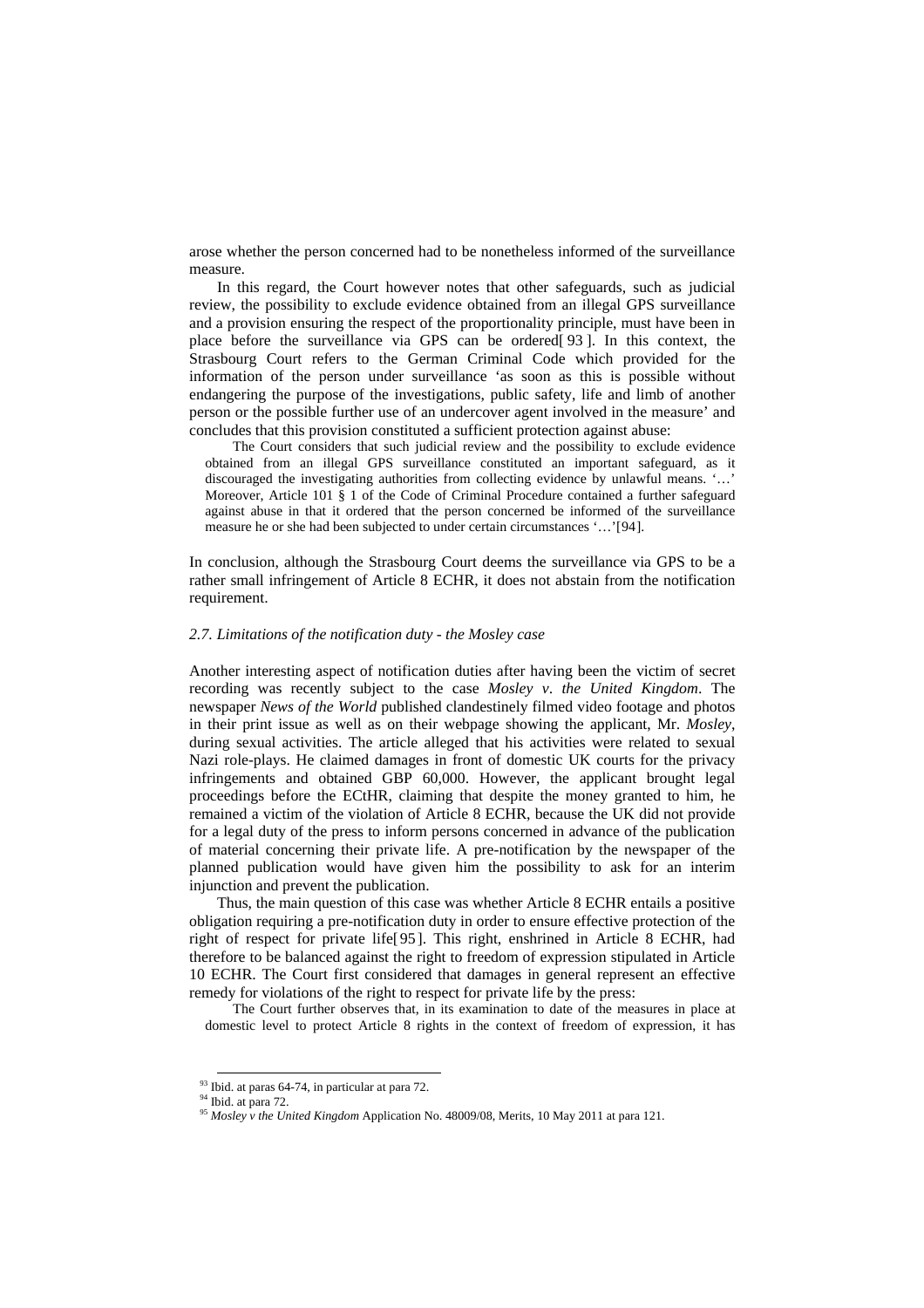arose whether the person concerned had to be nonetheless informed of the surveillance measure.

In this regard, the Court however notes that other safeguards, such as judicial review, the possibility to exclude evidence obtained from an illegal GPS surveillance and a provision ensuring the respect of the proportionality principle, must have been in place before the surveillance via GPS can be ordered[93]. In this context, the Strasbourg Court refers to the German Criminal Code which provided for the information of the person under surveillance 'as soon as this is possible without endangering the purpose of the investigations, public safety, life and limb of another person or the possible further use of an undercover agent involved in the measure' and concludes that this provision constituted a sufficient protection against abuse:

> The Court considers that such judicial review and the possibility to exclude evidence obtained from an illegal GPS surveillance constituted an important safeguard, as it discouraged the investigating authorities from collecting evidence by unlawful means. '…' Moreover, Article 101 § 1 of the Code of Criminal Procedure contained a further safeguard against abuse in that it ordered that the person concerned be informed of the surveillance measure he or she had been subjected to under certain circumstances '…'[94].

In conclusion, although the Strasbourg Court deems the surveillance via GPS to be a rather small infringement of Article 8 ECHR, it does not abstain from the notification requirement.

### *2.7. Limitations of the notification duty - the Mosley case*

Another interesting aspect of notification duties after having been the victim of secret recording was recently subject to the case *Mosley v. the United Kingdom*. The newspaper *News of the World* published clandestinely filmed video footage and photos in their print issue as well as on their webpage showing the applicant, Mr. *Mosley*, during sexual activities. The article alleged that his activities were related to sexual Nazi role-plays. He claimed damages in front of domestic UK courts for the privacy infringements and obtained GBP 60,000. However, the applicant brought legal proceedings before the ECtHR, claiming that despite the money granted to him, he remained a victim of the violation of Article 8 ECHR, because the UK did not provide for a legal duty of the press to inform persons concerned in advance of the publication of material concerning their private life. A pre-notification by the newspaper of the planned publication would have given him the possibility to ask for an interim injunction and prevent the publication.

Thus, the main question of this case was whether Article 8 ECHR entails a positive obligation requiring a pre-notification duty in order to ensure effective protection of the right of respect for private life[95]. This right, enshrined in Article 8 ECHR, had therefore to be balanced against the right to freedom of expression stipulated in Article 10 ECHR. The Court first considered that damages in general represent an effective remedy for violations of the right to respect for private life by the press:

> The Court further observes that, in its examination to date of the measures in place at domestic level to protect Article 8 rights in the context of freedom of expression, it has

[93] Ibid. at paras 64-74, in particular at para 72.
[94] Ibid. at para 72.
[95] *Mosley v the United Kingdom* Application No. 48009/08, Merits, 10 May 2011 at para 121.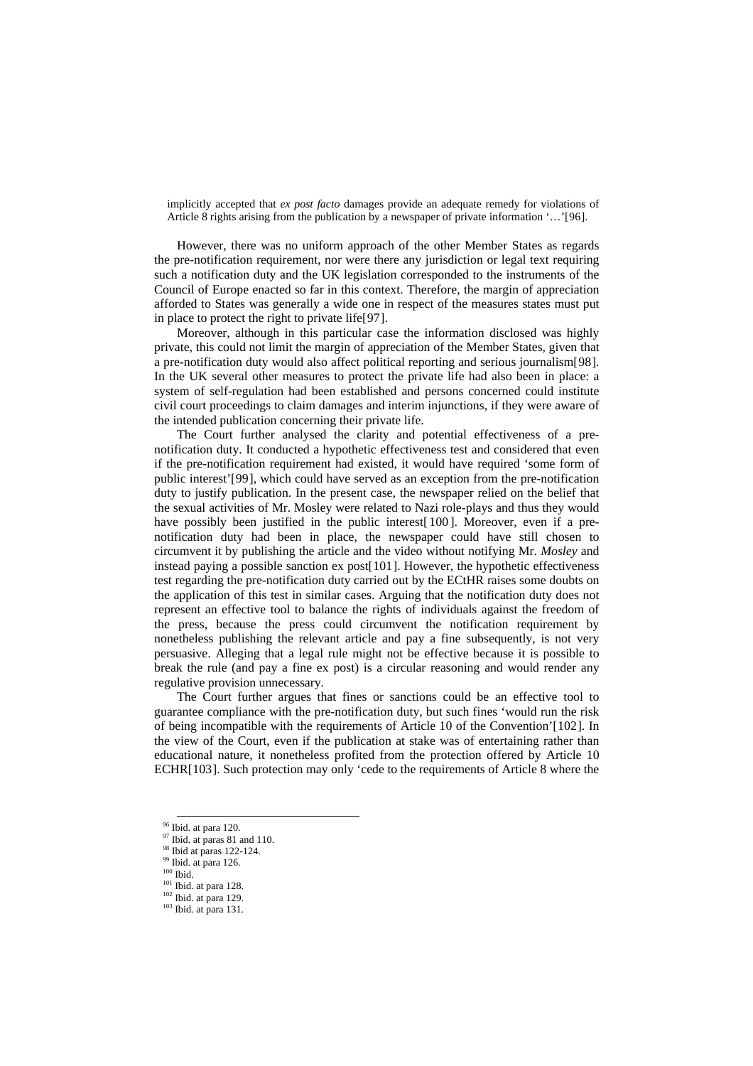implicitly accepted that *ex post facto* damages provide an adequate remedy for violations of Article 8 rights arising from the publication by a newspaper of private information '…'[96].

However, there was no uniform approach of the other Member States as regards the pre-notification requirement, nor were there any jurisdiction or legal text requiring such a notification duty and the UK legislation corresponded to the instruments of the Council of Europe enacted so far in this context. Therefore, the margin of appreciation afforded to States was generally a wide one in respect of the measures states must put in place to protect the right to private life[97].

Moreover, although in this particular case the information disclosed was highly private, this could not limit the margin of appreciation of the Member States, given that a pre-notification duty would also affect political reporting and serious journalism[98]. In the UK several other measures to protect the private life had also been in place: a system of self-regulation had been established and persons concerned could institute civil court proceedings to claim damages and interim injunctions, if they were aware of the intended publication concerning their private life.

The Court further analysed the clarity and potential effectiveness of a pre-notification duty. It conducted a hypothetic effectiveness test and considered that even if the pre-notification requirement had existed, it would have required 'some form of public interest'[99], which could have served as an exception from the pre-notification duty to justify publication. In the present case, the newspaper relied on the belief that the sexual activities of Mr. Mosley were related to Nazi role-plays and thus they would have possibly been justified in the public interest[100]. Moreover, even if a pre-notification duty had been in place, the newspaper could have still chosen to circumvent it by publishing the article and the video without notifying Mr. *Mosley* and instead paying a possible sanction ex post[101]. However, the hypothetic effectiveness test regarding the pre-notification duty carried out by the ECtHR raises some doubts on the application of this test in similar cases. Arguing that the notification duty does not represent an effective tool to balance the rights of individuals against the freedom of the press, because the press could circumvent the notification requirement by nonetheless publishing the relevant article and pay a fine subsequently, is not very persuasive. Alleging that a legal rule might not be effective because it is possible to break the rule (and pay a fine ex post) is a circular reasoning and would render any regulative provision unnecessary.

The Court further argues that fines or sanctions could be an effective tool to guarantee compliance with the pre-notification duty, but such fines 'would run the risk of being incompatible with the requirements of Article 10 of the Convention'[102]. In the view of the Court, even if the publication at stake was of entertaining rather than educational nature, it nonetheless profited from the protection offered by Article 10 ECHR[103]. Such protection may only 'cede to the requirements of Article 8 where the

---

[96] Ibid. at para 120.
[97] Ibid. at paras 81 and 110.
[98] Ibid at paras 122-124.
[99] Ibid. at para 126.
[100] Ibid.
[101] Ibid. at para 128.
[102] Ibid. at para 129.
[103] Ibid. at para 131.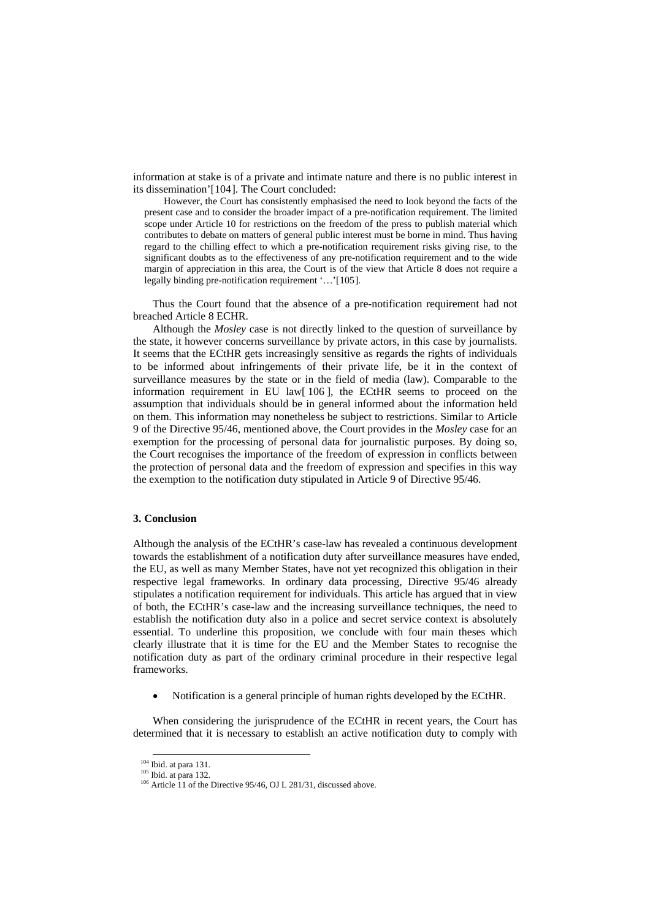information at stake is of a private and intimate nature and there is no public interest in its dissemination'[104]. The Court concluded:

> However, the Court has consistently emphasised the need to look beyond the facts of the present case and to consider the broader impact of a pre-notification requirement. The limited scope under Article 10 for restrictions on the freedom of the press to publish material which contributes to debate on matters of general public interest must be borne in mind. Thus having regard to the chilling effect to which a pre-notification requirement risks giving rise, to the significant doubts as to the effectiveness of any pre-notification requirement and to the wide margin of appreciation in this area, the Court is of the view that Article 8 does not require a legally binding pre-notification requirement '…'[105].

Thus the Court found that the absence of a pre-notification requirement had not breached Article 8 ECHR.

Although the *Mosley* case is not directly linked to the question of surveillance by the state, it however concerns surveillance by private actors, in this case by journalists. It seems that the ECtHR gets increasingly sensitive as regards the rights of individuals to be informed about infringements of their private life, be it in the context of surveillance measures by the state or in the field of media (law). Comparable to the information requirement in EU law[106], the ECtHR seems to proceed on the assumption that individuals should be in general informed about the information held on them. This information may nonetheless be subject to restrictions. Similar to Article 9 of the Directive 95/46, mentioned above, the Court provides in the *Mosley* case for an exemption for the processing of personal data for journalistic purposes. By doing so, the Court recognises the importance of the freedom of expression in conflicts between the protection of personal data and the freedom of expression and specifies in this way the exemption to the notification duty stipulated in Article 9 of Directive 95/46.

### 3. Conclusion

Although the analysis of the ECtHR's case-law has revealed a continuous development towards the establishment of a notification duty after surveillance measures have ended, the EU, as well as many Member States, have not yet recognized this obligation in their respective legal frameworks. In ordinary data processing, Directive 95/46 already stipulates a notification requirement for individuals. This article has argued that in view of both, the ECtHR's case-law and the increasing surveillance techniques, the need to establish the notification duty also in a police and secret service context is absolutely essential. To underline this proposition, we conclude with four main theses which clearly illustrate that it is time for the EU and the Member States to recognise the notification duty as part of the ordinary criminal procedure in their respective legal frameworks.

- Notification is a general principle of human rights developed by the ECtHR.

When considering the jurisprudence of the ECtHR in recent years, the Court has determined that it is necessary to establish an active notification duty to comply with

[104] Ibid. at para 131.
[105] Ibid. at para 132.
[106] Article 11 of the Directive 95/46, OJ L 281/31, discussed above.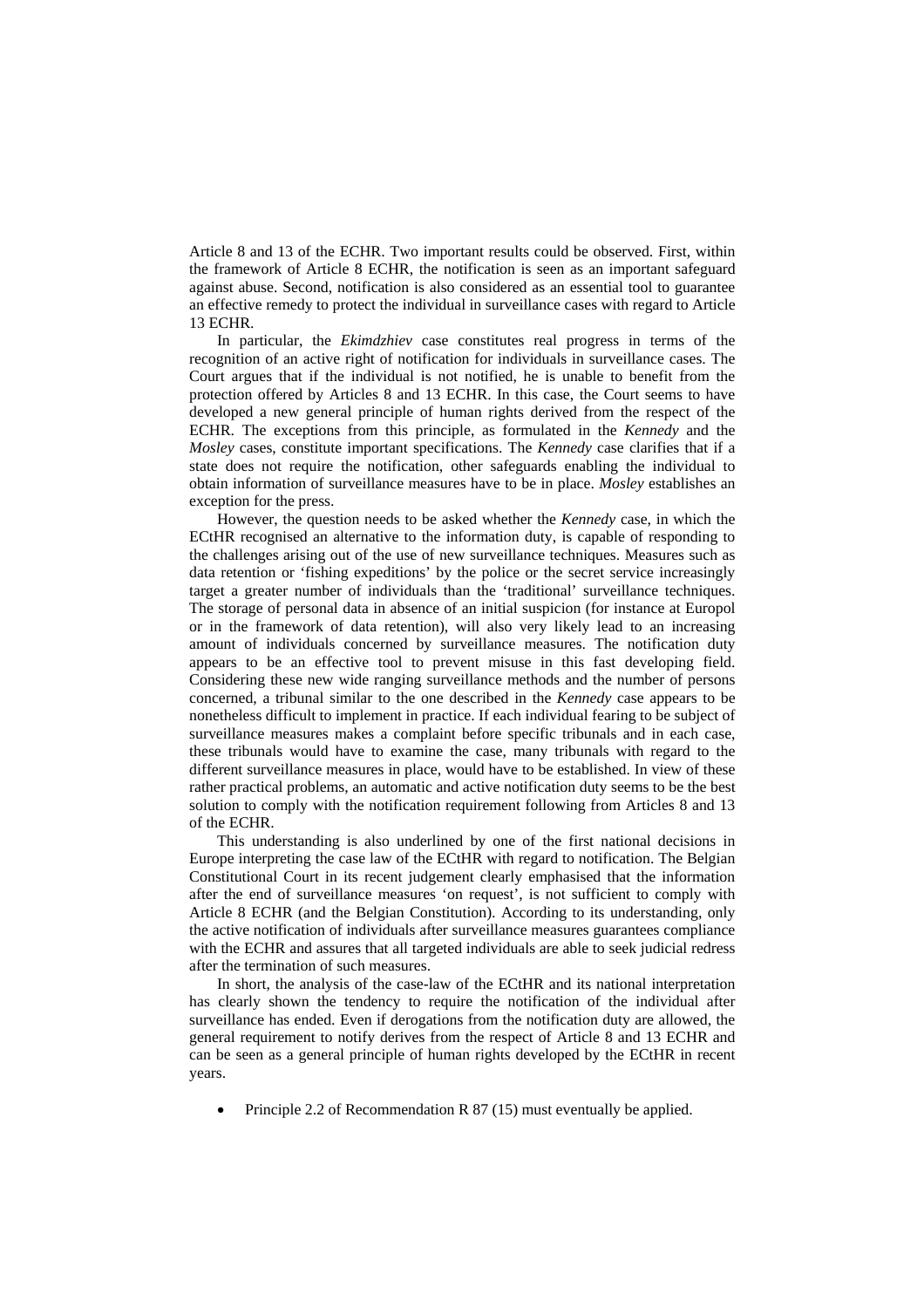Article 8 and 13 of the ECHR. Two important results could be observed. First, within the framework of Article 8 ECHR, the notification is seen as an important safeguard against abuse. Second, notification is also considered as an essential tool to guarantee an effective remedy to protect the individual in surveillance cases with regard to Article 13 ECHR.

In particular, the *Ekimdzhiev* case constitutes real progress in terms of the recognition of an active right of notification for individuals in surveillance cases. The Court argues that if the individual is not notified, he is unable to benefit from the protection offered by Articles 8 and 13 ECHR. In this case, the Court seems to have developed a new general principle of human rights derived from the respect of the ECHR. The exceptions from this principle, as formulated in the *Kennedy* and the *Mosley* cases, constitute important specifications. The *Kennedy* case clarifies that if a state does not require the notification, other safeguards enabling the individual to obtain information of surveillance measures have to be in place. *Mosley* establishes an exception for the press.

However, the question needs to be asked whether the *Kennedy* case, in which the ECtHR recognised an alternative to the information duty, is capable of responding to the challenges arising out of the use of new surveillance techniques. Measures such as data retention or 'fishing expeditions' by the police or the secret service increasingly target a greater number of individuals than the 'traditional' surveillance techniques. The storage of personal data in absence of an initial suspicion (for instance at Europol or in the framework of data retention), will also very likely lead to an increasing amount of individuals concerned by surveillance measures. The notification duty appears to be an effective tool to prevent misuse in this fast developing field. Considering these new wide ranging surveillance methods and the number of persons concerned, a tribunal similar to the one described in the *Kennedy* case appears to be nonetheless difficult to implement in practice. If each individual fearing to be subject of surveillance measures makes a complaint before specific tribunals and in each case, these tribunals would have to examine the case, many tribunals with regard to the different surveillance measures in place, would have to be established. In view of these rather practical problems, an automatic and active notification duty seems to be the best solution to comply with the notification requirement following from Articles 8 and 13 of the ECHR.

This understanding is also underlined by one of the first national decisions in Europe interpreting the case law of the ECtHR with regard to notification. The Belgian Constitutional Court in its recent judgement clearly emphasised that the information after the end of surveillance measures 'on request', is not sufficient to comply with Article 8 ECHR (and the Belgian Constitution). According to its understanding, only the active notification of individuals after surveillance measures guarantees compliance with the ECHR and assures that all targeted individuals are able to seek judicial redress after the termination of such measures.

In short, the analysis of the case-law of the ECtHR and its national interpretation has clearly shown the tendency to require the notification of the individual after surveillance has ended. Even if derogations from the notification duty are allowed, the general requirement to notify derives from the respect of Article 8 and 13 ECHR and can be seen as a general principle of human rights developed by the ECtHR in recent years.

- Principle 2.2 of Recommendation R 87 (15) must eventually be applied.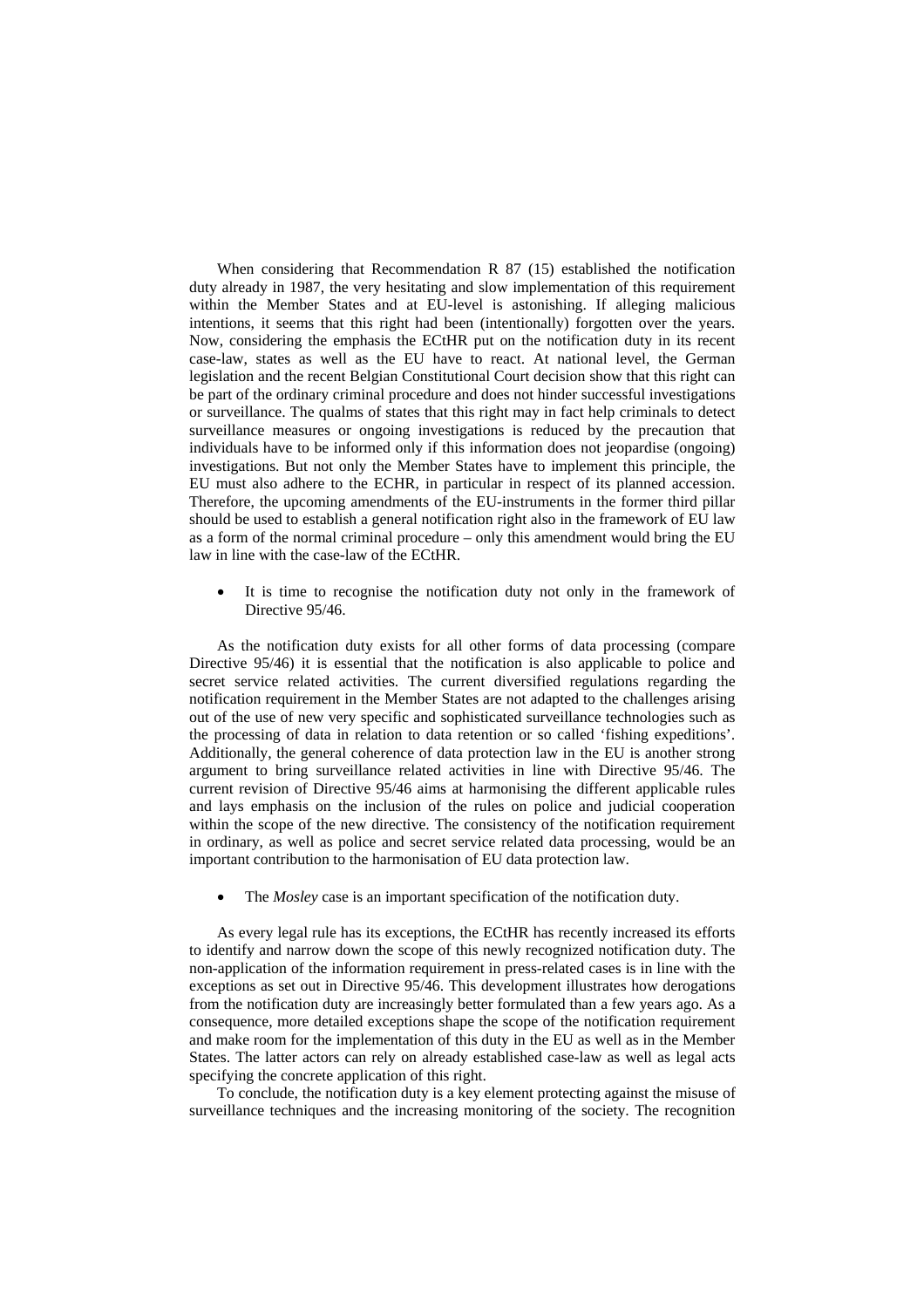When considering that Recommendation R 87 (15) established the notification duty already in 1987, the very hesitating and slow implementation of this requirement within the Member States and at EU-level is astonishing. If alleging malicious intentions, it seems that this right had been (intentionally) forgotten over the years. Now, considering the emphasis the ECtHR put on the notification duty in its recent case-law, states as well as the EU have to react. At national level, the German legislation and the recent Belgian Constitutional Court decision show that this right can be part of the ordinary criminal procedure and does not hinder successful investigations or surveillance. The qualms of states that this right may in fact help criminals to detect surveillance measures or ongoing investigations is reduced by the precaution that individuals have to be informed only if this information does not jeopardise (ongoing) investigations. But not only the Member States have to implement this principle, the EU must also adhere to the ECHR, in particular in respect of its planned accession. Therefore, the upcoming amendments of the EU-instruments in the former third pillar should be used to establish a general notification right also in the framework of EU law as a form of the normal criminal procedure – only this amendment would bring the EU law in line with the case-law of the ECtHR.

- It is time to recognise the notification duty not only in the framework of Directive 95/46.

As the notification duty exists for all other forms of data processing (compare Directive 95/46) it is essential that the notification is also applicable to police and secret service related activities. The current diversified regulations regarding the notification requirement in the Member States are not adapted to the challenges arising out of the use of new very specific and sophisticated surveillance technologies such as the processing of data in relation to data retention or so called 'fishing expeditions'. Additionally, the general coherence of data protection law in the EU is another strong argument to bring surveillance related activities in line with Directive 95/46. The current revision of Directive 95/46 aims at harmonising the different applicable rules and lays emphasis on the inclusion of the rules on police and judicial cooperation within the scope of the new directive. The consistency of the notification requirement in ordinary, as well as police and secret service related data processing, would be an important contribution to the harmonisation of EU data protection law.

- The *Mosley* case is an important specification of the notification duty.

As every legal rule has its exceptions, the ECtHR has recently increased its efforts to identify and narrow down the scope of this newly recognized notification duty. The non-application of the information requirement in press-related cases is in line with the exceptions as set out in Directive 95/46. This development illustrates how derogations from the notification duty are increasingly better formulated than a few years ago. As a consequence, more detailed exceptions shape the scope of the notification requirement and make room for the implementation of this duty in the EU as well as in the Member States. The latter actors can rely on already established case-law as well as legal acts specifying the concrete application of this right.

To conclude, the notification duty is a key element protecting against the misuse of surveillance techniques and the increasing monitoring of the society. The recognition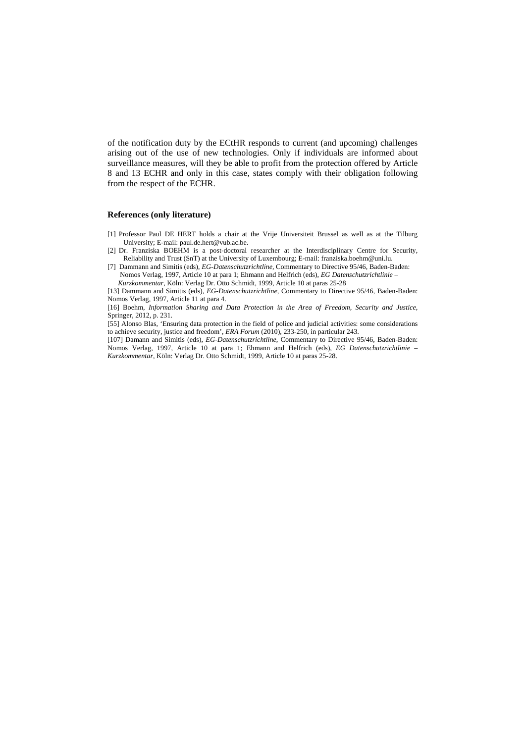of the notification duty by the ECtHR responds to current (and upcoming) challenges arising out of the use of new technologies. Only if individuals are informed about surveillance measures, will they be able to profit from the protection offered by Article 8 and 13 ECHR and only in this case, states comply with their obligation following from the respect of the ECHR.

### References (only literature)

[1] Professor Paul DE HERT holds a chair at the Vrije Universiteit Brussel as well as at the Tilburg University; E-mail: paul.de.hert@vub.ac.be.

[2] Dr. Franziska BOEHM is a post-doctoral researcher at the Interdisciplinary Centre for Security, Reliability and Trust (SnT) at the University of Luxembourg; E-mail: franziska.boehm@uni.lu.

[7] Dammann and Simitis (eds), *EG-Datenschutzrichtline*, Commentary to Directive 95/46, Baden-Baden: Nomos Verlag, 1997, Article 10 at para 1; Ehmann and Helfrich (eds), *EG Datenschutzrichtlinie – Kurzkommentar*, Köln: Verlag Dr. Otto Schmidt, 1999, Article 10 at paras 25-28

[13] Dammann and Simitis (eds), *EG-Datenschutzrichtline*, Commentary to Directive 95/46, Baden-Baden: Nomos Verlag, 1997, Article 11 at para 4.

[16] Boehm, *Information Sharing and Data Protection in the Area of Freedom, Security and Justice*, Springer, 2012, p. 231.

[55] Alonso Blas, 'Ensuring data protection in the field of police and judicial activities: some considerations to achieve security, justice and freedom', *ERA Forum* (2010), 233-250, in particular 243.

[107] Damann and Simitis (eds), *EG-Datenschutzrichtline*, Commentary to Directive 95/46, Baden-Baden: Nomos Verlag, 1997, Article 10 at para 1; Ehmann and Helfrich (eds), *EG Datenschutzrichtlinie – Kurzkommentar*, Köln: Verlag Dr. Otto Schmidt, 1999, Article 10 at paras 25-28.